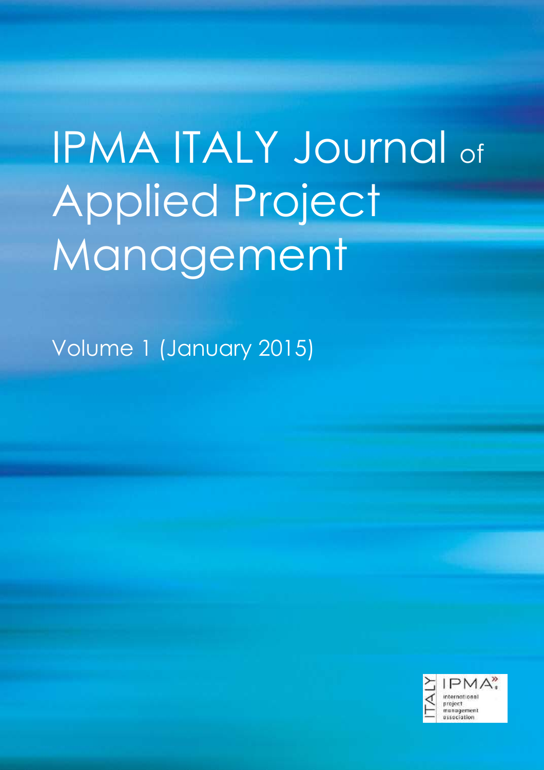# IPMA ITALY Journal of Applied Project Management

Volume 1 (January 2015)

ITALY IPMA international project management association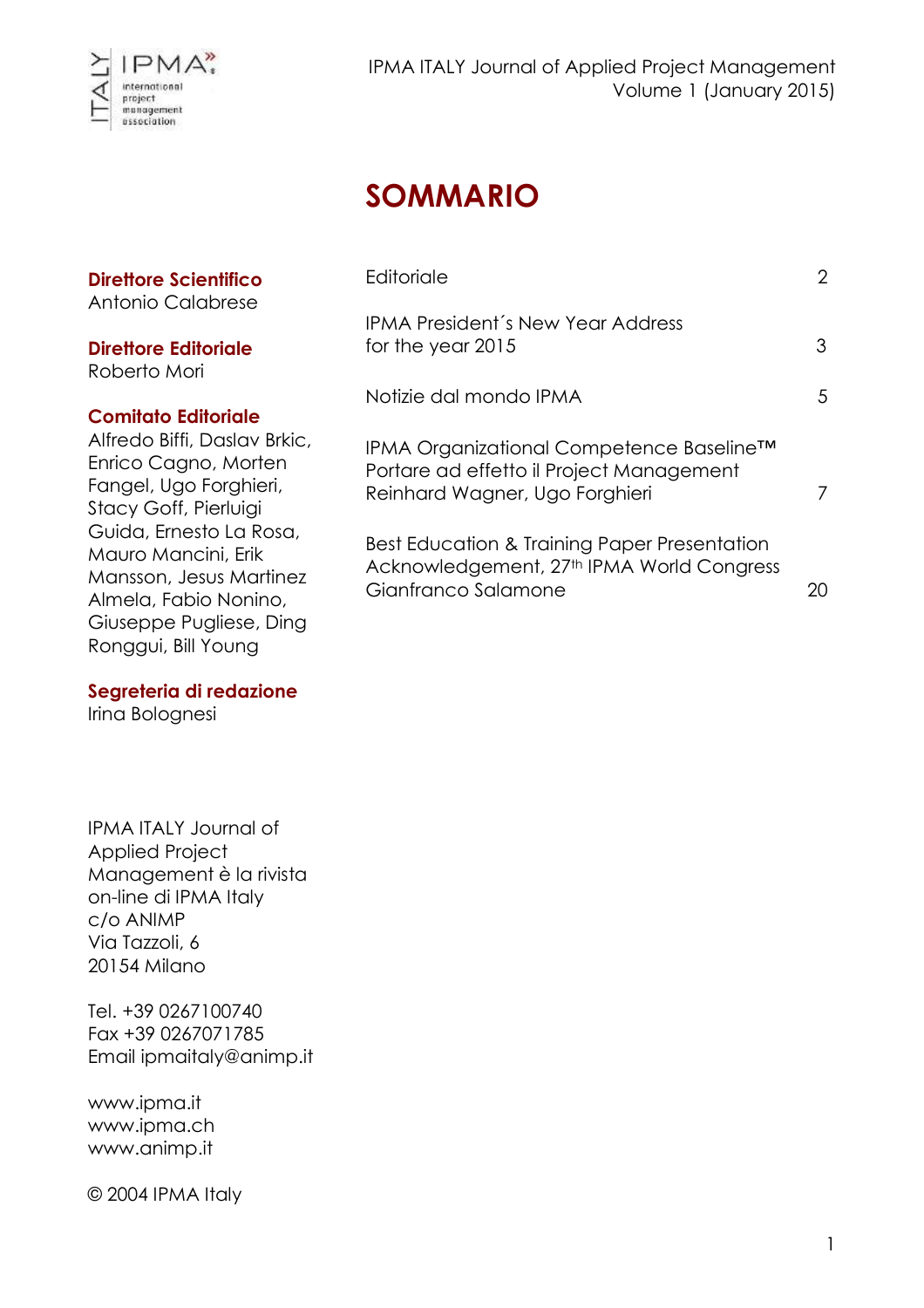# SOMMARIO

**Direttore Scientifico**
Antonio Calabrese

**Direttore Editoriale**
Roberto Mori

**Comitato Editoriale**
Alfredo Biffi, Daslav Brkic, Enrico Cagno, Morten Fangel, Ugo Forghieri, Stacy Goff, Pierluigi Guida, Ernesto La Rosa, Mauro Mancini, Erik Mansson, Jesus Martinez Almela, Fabio Nonino, Giuseppe Pugliese, Ding Ronggui, Bill Young

**Segreteria di redazione**
Irina Bolognesi

IPMA ITALY Journal of Applied Project Management è la rivista on-line di IPMA Italy
c/o ANIMP
Via Tazzoli, 6
20154 Milano

Tel. +39 0267100740
Fax +39 0267071785
Email ipmaitaly@animp.it

www.ipma.it
www.ipma.ch
www.animp.it

© 2004 IPMA Italy

| | |
|---|---|
| Editoriale | 2 |
| IPMA President´s New Year Address for the year 2015 | 3 |
| Notizie dal mondo IPMA | 5 |
| IPMA Organizational Competence Baseline™ Portare ad effetto il Project Management Reinhard Wagner, Ugo Forghieri | 7 |
| Best Education & Training Paper Presentation Acknowledgement, 27th IPMA World Congress Gianfranco Salamone | 20 |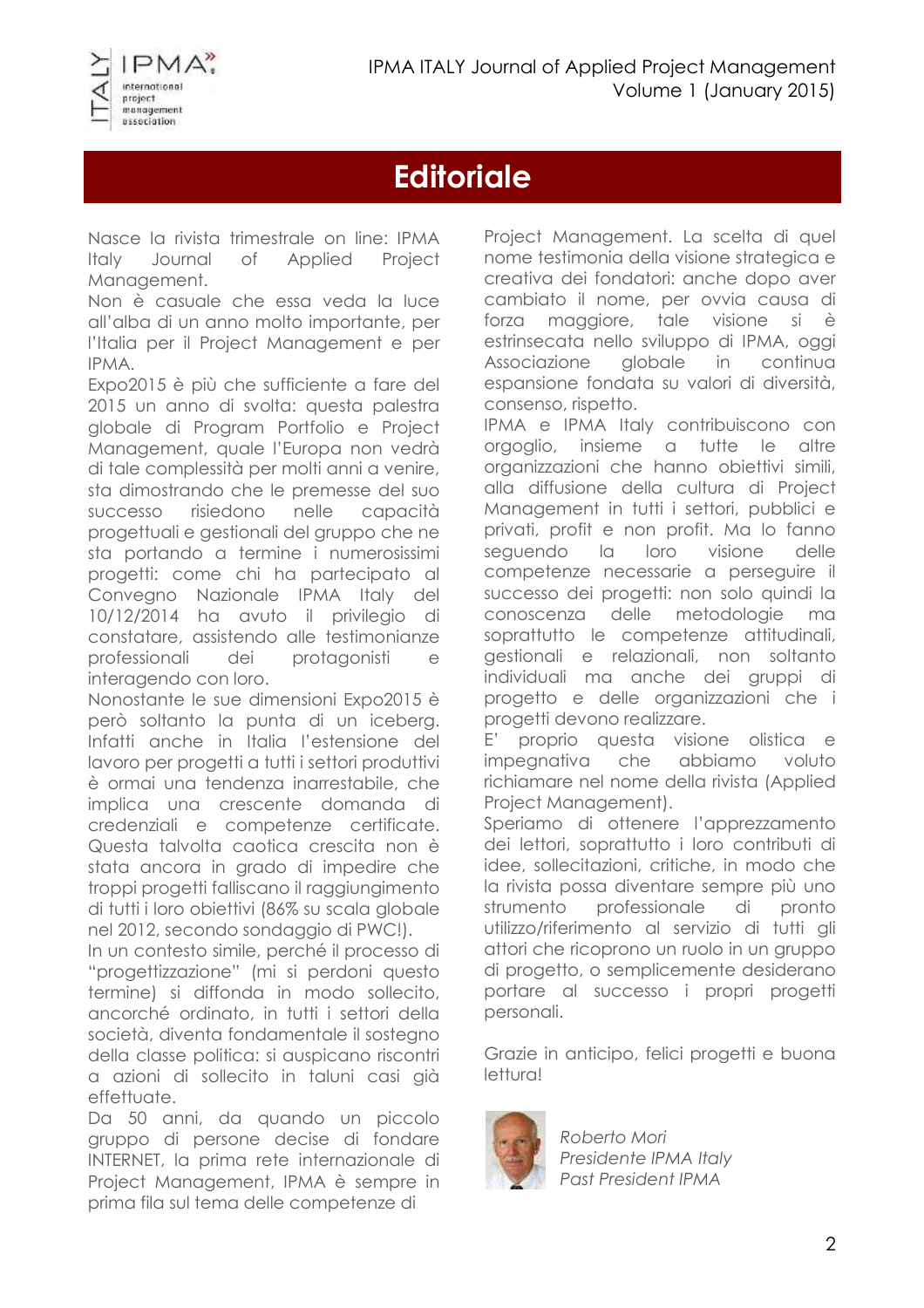# Editoriale

Nasce la rivista trimestrale on line: IPMA Italy Journal of Applied Project Management.

Non è casuale che essa veda la luce all'alba di un anno molto importante, per l'Italia per il Project Management e per IPMA.

Expo2015 è più che sufficiente a fare del 2015 un anno di svolta: questa palestra globale di Program Portfolio e Project Management, quale l'Europa non vedrà di tale complessità per molti anni a venire, sta dimostrando che le premesse del suo successo risiedono nelle capacità progettuali e gestionali del gruppo che ne sta portando a termine i numerosissimi progetti: come chi ha partecipato al Convegno Nazionale IPMA Italy del 10/12/2014 ha avuto il privilegio di constatare, assistendo alle testimonianze professionali dei protagonisti e interagendo con loro.

Nonostante le sue dimensioni Expo2015 è però soltanto la punta di un iceberg. Infatti anche in Italia l'estensione del lavoro per progetti a tutti i settori produttivi è ormai una tendenza inarrestabile, che implica una crescente domanda di credenziali e competenze certificate. Questa talvolta caotica crescita non è stata ancora in grado di impedire che troppi progetti falliscano il raggiungimento di tutti i loro obiettivi (86% su scala globale nel 2012, secondo sondaggio di PWC!).

In un contesto simile, perché il processo di "progettizzazione" (mi si perdoni questo termine) si diffonda in modo sollecito, ancorché ordinato, in tutti i settori della società, diventa fondamentale il sostegno della classe politica: si auspicano riscontri a azioni di sollecito in taluni casi già effettuate.

Da 50 anni, da quando un piccolo gruppo di persone decise di fondare INTERNET, la prima rete internazionale di Project Management, IPMA è sempre in prima fila sul tema delle competenze di Project Management. La scelta di quel nome testimonia della visione strategica e creativa dei fondatori: anche dopo aver cambiato il nome, per ovvia causa di forza maggiore, tale visione si è estrinsecata nello sviluppo di IPMA, oggi Associazione globale in continua espansione fondata su valori di diversità, consenso, rispetto.

IPMA e IPMA Italy contribuiscono con orgoglio, insieme a tutte le altre organizzazioni che hanno obiettivi simili, alla diffusione della cultura di Project Management in tutti i settori, pubblici e privati, profit e non profit. Ma lo fanno seguendo la loro visione delle competenze necessarie a perseguire il successo dei progetti: non solo quindi la conoscenza delle metodologie ma soprattutto le competenze attitudinali, gestionali e relazionali, non soltanto individuali ma anche dei gruppi di progetto e delle organizzazioni che i progetti devono realizzare.

E' proprio questa visione olistica e impegnativa che abbiamo voluto richiamare nel nome della rivista (Applied Project Management).

Speriamo di ottenere l'apprezzamento dei lettori, soprattutto i loro contributi di idee, sollecitazioni, critiche, in modo che la rivista possa diventare sempre più uno strumento professionale di pronto utilizzo/riferimento al servizio di tutti gli attori che ricoprono un ruolo in un gruppo di progetto, o semplicemente desiderano portare al successo i propri progetti personali.

Grazie in anticipo, felici progetti e buona lettura!

*Roberto Mori*
*Presidente IPMA Italy*
*Past President IPMA*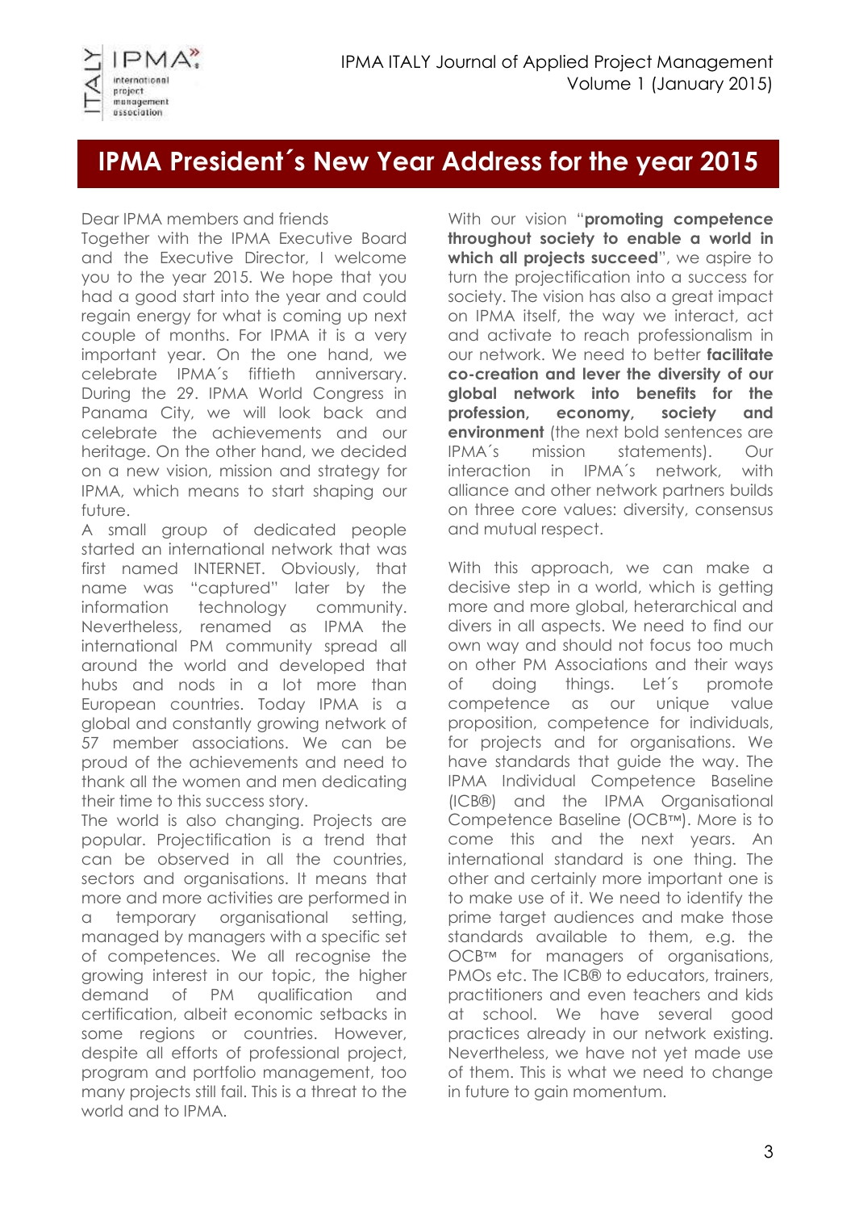# IPMA President´s New Year Address for the year 2015

Dear IPMA members and friends

Together with the IPMA Executive Board and the Executive Director, I welcome you to the year 2015. We hope that you had a good start into the year and could regain energy for what is coming up next couple of months. For IPMA it is a very important year. On the one hand, we celebrate IPMA´s fiftieth anniversary. During the 29. IPMA World Congress in Panama City, we will look back and celebrate the achievements and our heritage. On the other hand, we decided on a new vision, mission and strategy for IPMA, which means to start shaping our future.

A small group of dedicated people started an international network that was first named INTERNET. Obviously, that name was "captured" later by the information technology community. Nevertheless, renamed as IPMA the international PM community spread all around the world and developed that hubs and nods in a lot more than European countries. Today IPMA is a global and constantly growing network of 57 member associations. We can be proud of the achievements and need to thank all the women and men dedicating their time to this success story.

The world is also changing. Projects are popular. Projectification is a trend that can be observed in all the countries, sectors and organisations. It means that more and more activities are performed in a temporary organisational setting, managed by managers with a specific set of competences. We all recognise the growing interest in our topic, the higher demand of PM qualification and certification, albeit economic setbacks in some regions or countries. However, despite all efforts of professional project, program and portfolio management, too many projects still fail. This is a threat to the world and to IPMA.

With our vision "**promoting competence throughout society to enable a world in which all projects succeed**", we aspire to turn the projectification into a success for society. The vision has also a great impact on IPMA itself, the way we interact, act and activate to reach professionalism in our network. We need to better **facilitate co-creation and lever the diversity of our global network into benefits for the profession, economy, society and environment** (the next bold sentences are IPMA´s mission statements). Our interaction in IPMA´s network, with alliance and other network partners builds on three core values: diversity, consensus and mutual respect.

With this approach, we can make a decisive step in a world, which is getting more and more global, heterarchical and divers in all aspects. We need to find our own way and should not focus too much on other PM Associations and their ways of doing things. Let´s promote competence as our unique value proposition, competence for individuals, for projects and for organisations. We have standards that guide the way. The IPMA Individual Competence Baseline (ICB®) and the IPMA Organisational Competence Baseline (OCB™). More is to come this and the next years. An international standard is one thing. The other and certainly more important one is to make use of it. We need to identify the prime target audiences and make those standards available to them, e.g. the OCB™ for managers of organisations, PMOs etc. The ICB® to educators, trainers, practitioners and even teachers and kids at school. We have several good practices already in our network existing. Nevertheless, we have not yet made use of them. This is what we need to change in future to gain momentum.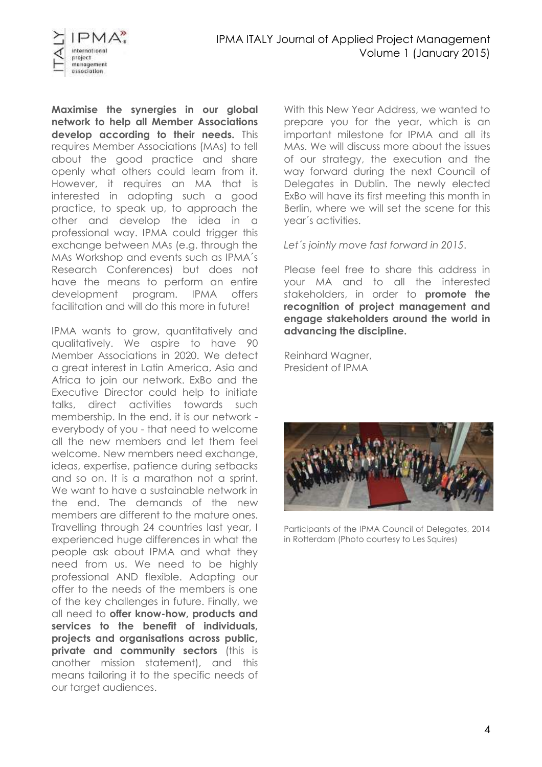**Maximise the synergies in our global network to help all Member Associations develop according to their needs.** This requires Member Associations (MAs) to tell about the good practice and share openly what others could learn from it. However, it requires an MA that is interested in adopting such a good practice, to speak up, to approach the other and develop the idea in a professional way. IPMA could trigger this exchange between MAs (e.g. through the MAs Workshop and events such as IPMA´s Research Conferences) but does not have the means to perform an entire development program. IPMA offers facilitation and will do this more in future!

IPMA wants to grow, quantitatively and qualitatively. We aspire to have 90 Member Associations in 2020. We detect a great interest in Latin America, Asia and Africa to join our network. ExBo and the Executive Director could help to initiate talks, direct activities towards such membership. In the end, it is our network - everybody of you - that need to welcome all the new members and let them feel welcome. New members need exchange, ideas, expertise, patience during setbacks and so on. It is a marathon not a sprint. We want to have a sustainable network in the end. The demands of the new members are different to the mature ones. Travelling through 24 countries last year, I experienced huge differences in what the people ask about IPMA and what they need from us. We need to be highly professional AND flexible. Adapting our offer to the needs of the members is one of the key challenges in future. Finally, we all need to **offer know-how, products and services to the benefit of individuals, projects and organisations across public, private and community sectors** (this is another mission statement), and this means tailoring it to the specific needs of our target audiences.

With this New Year Address, we wanted to prepare you for the year, which is an important milestone for IPMA and all its MAs. We will discuss more about the issues of our strategy, the execution and the way forward during the next Council of Delegates in Dublin. The newly elected ExBo will have its first meeting this month in Berlin, where we will set the scene for this year´s activities.

*Let´s jointly move fast forward in 2015.*

Please feel free to share this address in your MA and to all the interested stakeholders, in order to **promote the recognition of project management and engage stakeholders around the world in advancing the discipline.**

Reinhard Wagner,
President of IPMA

Participants of the IPMA Council of Delegates, 2014 in Rotterdam (Photo courtesy to Les Squires)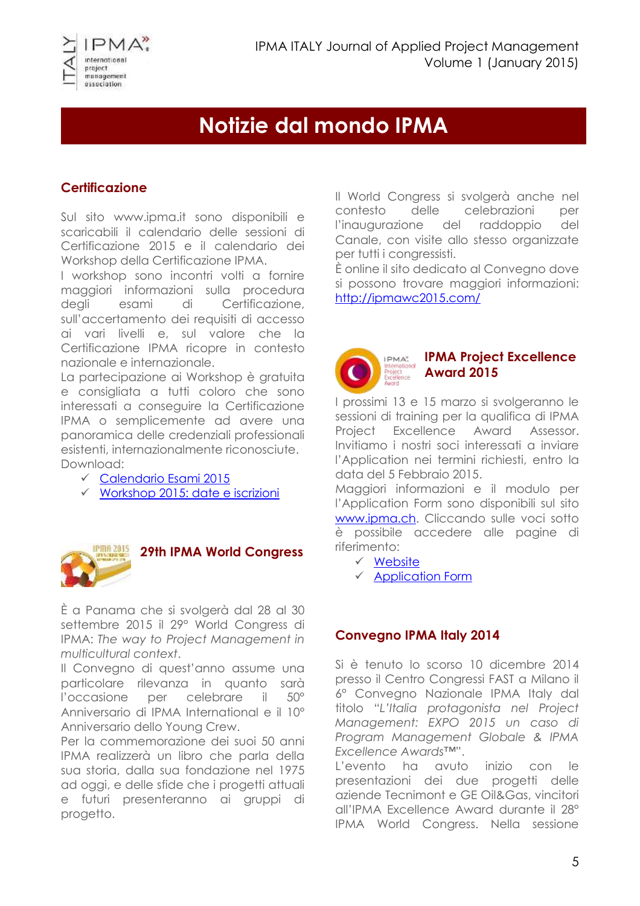# Notizie dal mondo IPMA

## Certificazione

Sul sito www.ipma.it sono disponibili e scaricabili il calendario delle sessioni di Certificazione 2015 e il calendario dei Workshop della Certificazione IPMA.
I workshop sono incontri volti a fornire maggiori informazioni sulla procedura degli esami di Certificazione, sull'accertamento dei requisiti di accesso ai vari livelli e, sul valore che la Certificazione IPMA ricopre in contesto nazionale e internazionale.
La partecipazione ai Workshop è gratuita e consigliata a tutti coloro che sono interessati a conseguire la Certificazione IPMA o semplicemente ad avere una panoramica delle credenziali professionali esistenti, internazionalmente riconosciute.
Download:

- ✓ Calendario Esami 2015
- ✓ Workshop 2015: date e iscrizioni

## 29th IPMA World Congress

È a Panama che si svolgerà dal 28 al 30 settembre 2015 il 29° World Congress di IPMA: *The way to Project Management in multicultural context*.
Il Convegno di quest'anno assume una particolare rilevanza in quanto sarà l'occasione per celebrare il 50° Anniversario di IPMA International e il 10° Anniversario dello Young Crew.
Per la commemorazione dei suoi 50 anni IPMA realizzerà un libro che parla della sua storia, dalla sua fondazione nel 1975 ad oggi, e delle sfide che i progetti attuali e futuri presenteranno ai gruppi di progetto.

Il World Congress si svolgerà anche nel contesto delle celebrazioni per l'inaugurazione del raddoppio del Canale, con visite allo stesso organizzate per tutti i congressisti.
È online il sito dedicato al Convegno dove si possono trovare maggiori informazioni: http://ipmawc2015.com/

## IPMA Project Excellence Award 2015

I prossimi 13 e 15 marzo si svolgeranno le sessioni di training per la qualifica di IPMA Project Excellence Award Assessor. Invitiamo i nostri soci interessati a inviare l'Application nei termini richiesti, entro la data del 5 Febbraio 2015.
Maggiori informazioni e il modulo per l'Application Form sono disponibili sul sito www.ipma.ch. Cliccando sulle voci sotto è possibile accedere alle pagine di riferimento:

- ✓ Website
- ✓ Application Form

## Convegno IPMA Italy 2014

Si è tenuto lo scorso 10 dicembre 2014 presso il Centro Congressi FAST a Milano il 6° Convegno Nazionale IPMA Italy dal titolo *"L'Italia protagonista nel Project Management: EXPO 2015 un caso di Program Management Globale & IPMA Excellence Awards™"*.
L'evento ha avuto inizio con le presentazioni dei due progetti delle aziende Tecnimont e GE Oil&Gas, vincitori all'IPMA Excellence Award durante il 28° IPMA World Congress. Nella sessione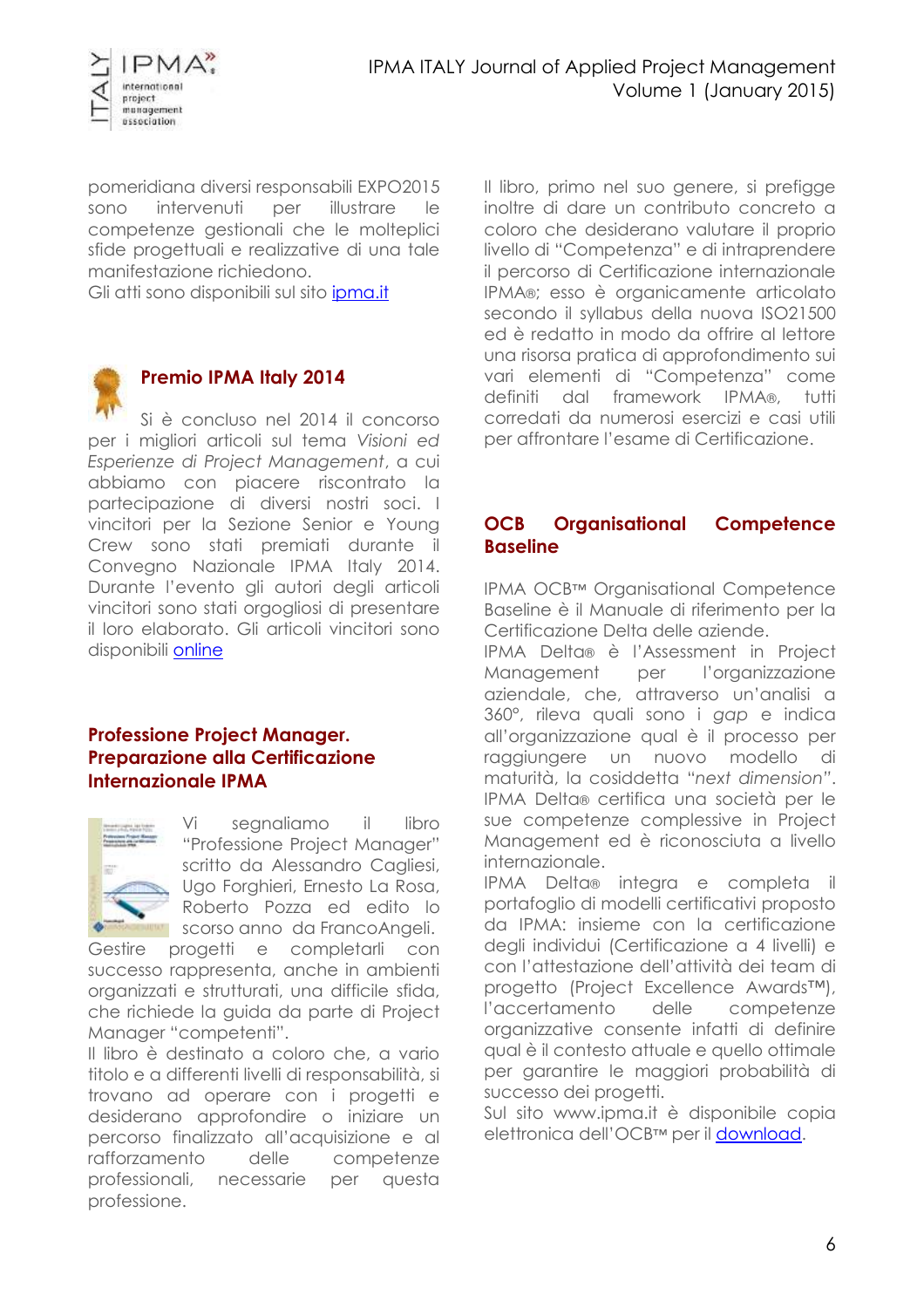pomeridiana diversi responsabili EXPO2015 sono intervenuti per illustrare le competenze gestionali che le molteplici sfide progettuali e realizzative di una tale manifestazione richiedono.
Gli atti sono disponibili sul sito ipma.it

## Premio IPMA Italy 2014

Si è concluso nel 2014 il concorso per i migliori articoli sul tema *Visioni ed Esperienze di Project Management*, a cui abbiamo con piacere riscontrato la partecipazione di diversi nostri soci. I vincitori per la Sezione Senior e Young Crew sono stati premiati durante il Convegno Nazionale IPMA Italy 2014. Durante l'evento gli autori degli articoli vincitori sono stati orgogliosi di presentare il loro elaborato. Gli articoli vincitori sono disponibili online

## Professione Project Manager. Preparazione alla Certificazione Internazionale IPMA

Vi segnaliamo il libro "Professione Project Manager" scritto da Alessandro Cagliesi, Ugo Forghieri, Ernesto La Rosa, Roberto Pozza ed edito lo scorso anno da FrancoAngeli.
Gestire progetti e completarli con successo rappresenta, anche in ambienti organizzati e strutturati, una difficile sfida, che richiede la guida da parte di Project Manager "competenti".
Il libro è destinato a coloro che, a vario titolo e a differenti livelli di responsabilità, si trovano ad operare con i progetti e desiderano approfondire o iniziare un percorso finalizzato all'acquisizione e al rafforzamento delle competenze professionali, necessarie per questa professione.

Il libro, primo nel suo genere, si prefigge inoltre di dare un contributo concreto a coloro che desiderano valutare il proprio livello di "Competenza" e di intraprendere il percorso di Certificazione internazionale IPMA®; esso è organicamente articolato secondo il syllabus della nuova ISO21500 ed è redatto in modo da offrire al lettore una risorsa pratica di approfondimento sui vari elementi di "Competenza" come definiti dal framework IPMA®, tutti corredati da numerosi esercizi e casi utili per affrontare l'esame di Certificazione.

## OCB Organisational Competence Baseline

IPMA OCB™ Organisational Competence Baseline è il Manuale di riferimento per la Certificazione Delta delle aziende.
IPMA Delta® è l'Assessment in Project Management per l'organizzazione aziendale, che, attraverso un'analisi a 360°, rileva quali sono i *gap* e indica all'organizzazione qual è il processo per raggiungere un nuovo modello di maturità, la cosiddetta "*next dimension*".
IPMA Delta® certifica una società per le sue competenze complessive in Project Management ed è riconosciuta a livello internazionale.
IPMA Delta® integra e completa il portafoglio di modelli certificativi proposto da IPMA: insieme con la certificazione degli individui (Certificazione a 4 livelli) e con l'attestazione dell'attività dei team di progetto (Project Excellence Awards™), l'accertamento delle competenze organizzative consente infatti di definire qual è il contesto attuale e quello ottimale per garantire le maggiori probabilità di successo dei progetti.
Sul sito www.ipma.it è disponibile copia elettronica dell'OCB™ per il download.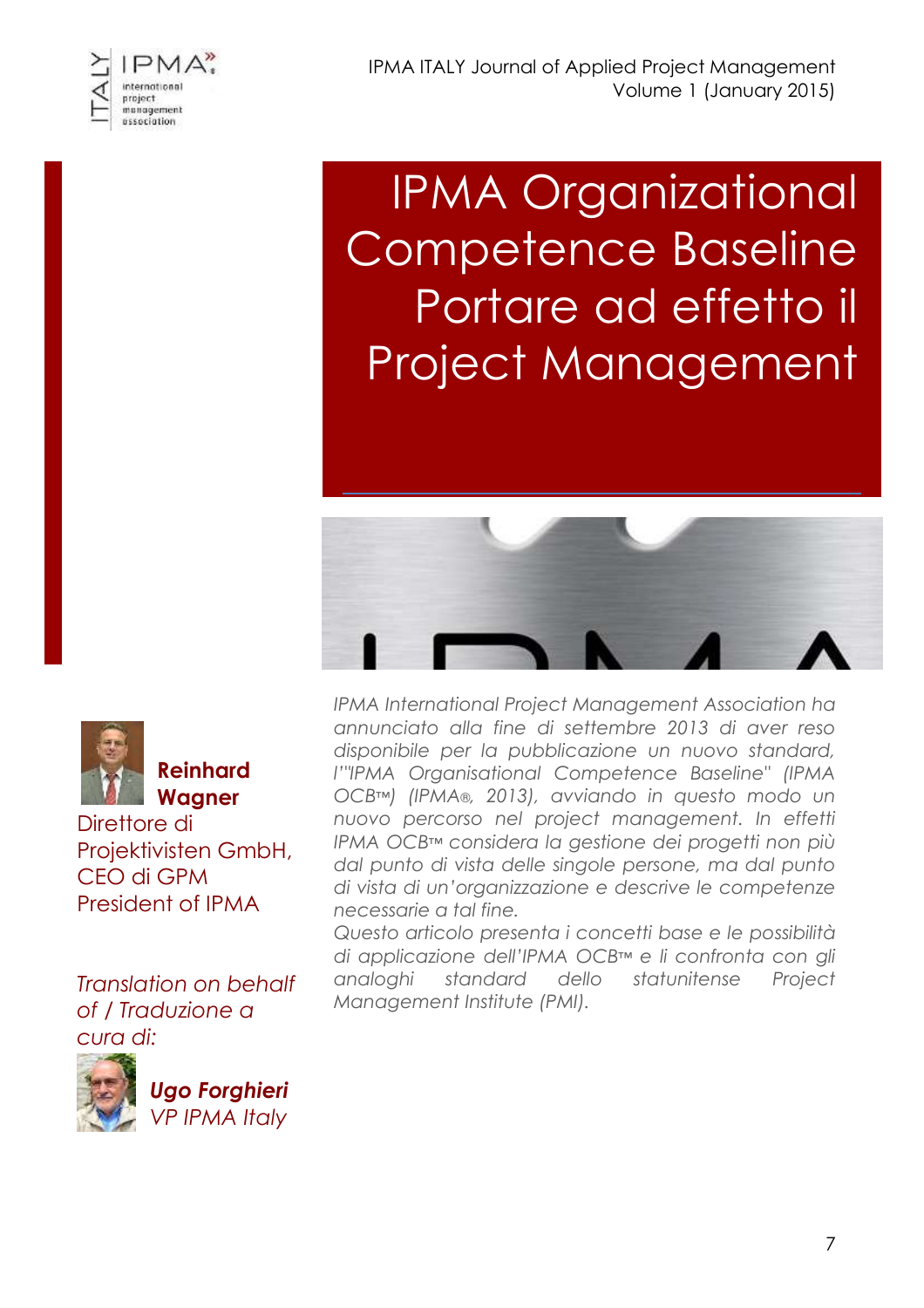# IPMA Organizational Competence Baseline Portare ad effetto il Project Management

**Reinhard Wagner**
Direttore di Projektivisten GmbH, CEO di GPM
President of IPMA

*Translation on behalf of / Traduzione a cura di:*

***Ugo Forghieri***
*VP IPMA Italy*

*IPMA International Project Management Association ha annunciato alla fine di settembre 2013 di aver reso disponibile per la pubblicazione un nuovo standard, l'"IPMA Organisational Competence Baseline" (IPMA OCB™) (IPMA®, 2013), avviando in questo modo un nuovo percorso nel project management. In effetti IPMA OCB™ considera la gestione dei progetti non più dal punto di vista delle singole persone, ma dal punto di vista di un'organizzazione e descrive le competenze necessarie a tal fine.*

*Questo articolo presenta i concetti base e le possibilità di applicazione dell'IPMA OCB™ e li confronta con gli analoghi standard dello statunitense Project Management Institute (PMI).*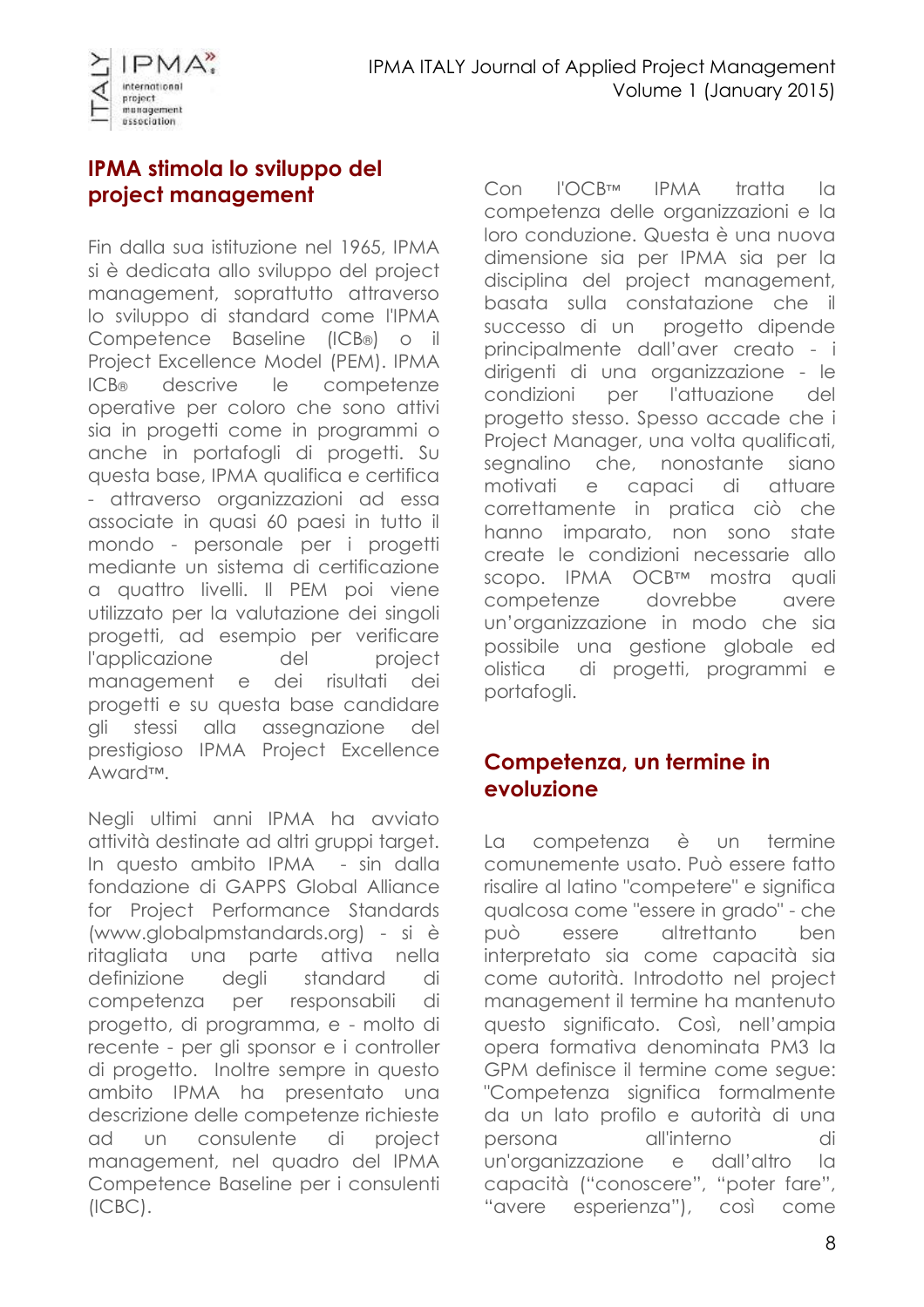## IPMA stimola lo sviluppo del project management

Fin dalla sua istituzione nel 1965, IPMA si è dedicata allo sviluppo del project management, soprattutto attraverso lo sviluppo di standard come l'IPMA Competence Baseline (ICB®) o il Project Excellence Model (PEM). IPMA ICB® descrive le competenze operative per coloro che sono attivi sia in progetti come in programmi o anche in portafogli di progetti. Su questa base, IPMA qualifica e certifica - attraverso organizzazioni ad essa associate in quasi 60 paesi in tutto il mondo - personale per i progetti mediante un sistema di certificazione a quattro livelli. Il PEM poi viene utilizzato per la valutazione dei singoli progetti, ad esempio per verificare l'applicazione del project management e dei risultati dei progetti e su questa base candidare gli stessi alla assegnazione del prestigioso IPMA Project Excellence Award™.

Negli ultimi anni IPMA ha avviato attività destinate ad altri gruppi target. In questo ambito IPMA - sin dalla fondazione di GAPPS Global Alliance for Project Performance Standards (www.globalpmstandards.org) - si è ritagliata una parte attiva nella definizione degli standard di competenza per responsabili di progetto, di programma, e - molto di recente - per gli sponsor e i controller di progetto. Inoltre sempre in questo ambito IPMA ha presentato una descrizione delle competenze richieste ad un consulente di project management, nel quadro del IPMA Competence Baseline per i consulenti (ICBC).

Con l'OCB™ IPMA tratta la competenza delle organizzazioni e la loro conduzione. Questa è una nuova dimensione sia per IPMA sia per la disciplina del project management, basata sulla constatazione che il successo di un progetto dipende principalmente dall'aver creato - i dirigenti di una organizzazione - le condizioni per l'attuazione del progetto stesso. Spesso accade che i Project Manager, una volta qualificati, segnalino che, nonostante siano motivati e capaci di attuare correttamente in pratica ciò che hanno imparato, non sono state create le condizioni necessarie allo scopo. IPMA OCB™ mostra quali competenze dovrebbe avere un'organizzazione in modo che sia possibile una gestione globale ed olistica di progetti, programmi e portafogli.

## Competenza, un termine in evoluzione

La competenza è un termine comunemente usato. Può essere fatto risalire al latino "competere" e significa qualcosa come "essere in grado" - che può essere altrettanto ben interpretato sia come capacità sia come autorità. Introdotto nel project management il termine ha mantenuto questo significato. Così, nell'ampia opera formativa denominata PM3 la GPM definisce il termine come segue: "Competenza significa formalmente da un lato profilo e autorità di una persona all'interno di un'organizzazione e dall'altro la capacità ("conoscere", "poter fare", "avere esperienza"), così come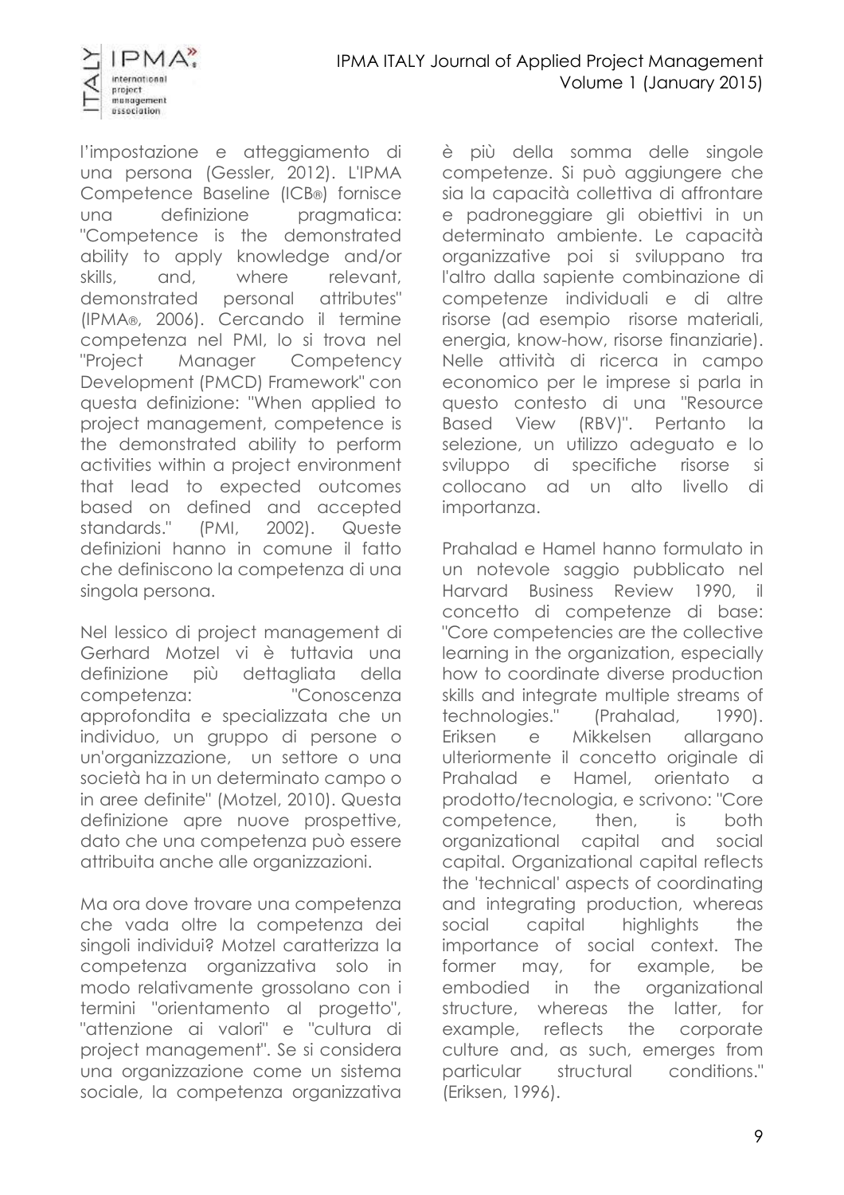l'impostazione e atteggiamento di una persona (Gessler, 2012). L'IPMA Competence Baseline (ICB®) fornisce una definizione pragmatica: "Competence is the demonstrated ability to apply knowledge and/or skills, and, where relevant, demonstrated personal attributes" (IPMA®, 2006). Cercando il termine competenza nel PMI, lo si trova nel "Project Manager Competency Development (PMCD) Framework" con questa definizione: "When applied to project management, competence is the demonstrated ability to perform activities within a project environment that lead to expected outcomes based on defined and accepted standards." (PMI, 2002). Queste definizioni hanno in comune il fatto che definiscono la competenza di una singola persona.

Nel lessico di project management di Gerhard Motzel vi è tuttavia una definizione più dettagliata della competenza: "Conoscenza approfondita e specializzata che un individuo, un gruppo di persone o un'organizzazione, un settore o una società ha in un determinato campo o in aree definite" (Motzel, 2010). Questa definizione apre nuove prospettive, dato che una competenza può essere attribuita anche alle organizzazioni.

Ma ora dove trovare una competenza che vada oltre la competenza dei singoli individui? Motzel caratterizza la competenza organizzativa solo in modo relativamente grossolano con i termini "orientamento al progetto", "attenzione ai valori" e "cultura di project management". Se si considera una organizzazione come un sistema sociale, la competenza organizzativa è più della somma delle singole competenze. Si può aggiungere che sia la capacità collettiva di affrontare e padroneggiare gli obiettivi in un determinato ambiente. Le capacità organizzative poi si sviluppano tra l'altro dalla sapiente combinazione di competenze individuali e di altre risorse (ad esempio risorse materiali, energia, know-how, risorse finanziarie). Nelle attività di ricerca in campo economico per le imprese si parla in questo contesto di una "Resource Based View (RBV)". Pertanto la selezione, un utilizzo adeguato e lo sviluppo di specifiche risorse si collocano ad un alto livello di importanza.

Prahalad e Hamel hanno formulato in un notevole saggio pubblicato nel Harvard Business Review 1990, il concetto di competenze di base: "Core competencies are the collective learning in the organization, especially how to coordinate diverse production skills and integrate multiple streams of technologies." (Prahalad, 1990). Eriksen e Mikkelsen allargano ulteriormente il concetto originale di Prahalad e Hamel, orientato a prodotto/tecnologia, e scrivono: "Core competence, then, is both organizational capital and social capital. Organizational capital reflects the 'technical' aspects of coordinating and integrating production, whereas social capital highlights the importance of social context. The former may, for example, be embodied in the organizational structure, whereas the latter, for example, reflects the corporate culture and, as such, emerges from particular structural conditions." (Eriksen, 1996).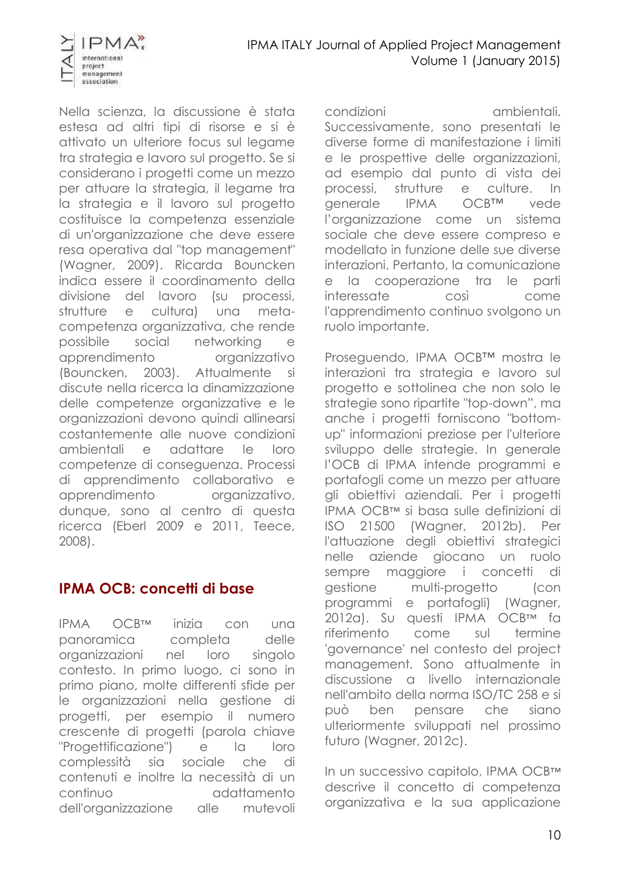Nella scienza, la discussione è stata estesa ad altri tipi di risorse e si è attivato un ulteriore focus sul legame tra strategia e lavoro sul progetto. Se si considerano i progetti come un mezzo per attuare la strategia, il legame tra la strategia e il lavoro sul progetto costituisce la competenza essenziale di un'organizzazione che deve essere resa operativa dal "top management" (Wagner, 2009). Ricarda Bouncken indica essere il coordinamento della divisione del lavoro (su processi, strutture e cultura) una meta-competenza organizzativa, che rende possibile social networking e apprendimento organizzativo (Bouncken, 2003). Attualmente si discute nella ricerca la dinamizzazione delle competenze organizzative e le organizzazioni devono quindi allinearsi costantemente alle nuove condizioni ambientali e adattare le loro competenze di conseguenza. Processi di apprendimento collaborativo e apprendimento organizzativo, dunque, sono al centro di questa ricerca (Eberl 2009 e 2011, Teece, 2008).

## IPMA OCB: concetti di base

IPMA OCB™ inizia con una panoramica completa delle organizzazioni nel loro singolo contesto. In primo luogo, ci sono in primo piano, molte differenti sfide per le organizzazioni nella gestione di progetti, per esempio il numero crescente di progetti (parola chiave "Progettificazione") e la loro complessità sia sociale che di contenuti e inoltre la necessità di un continuo adattamento dell'organizzazione alle mutevoli condizioni ambientali. Successivamente, sono presentati le diverse forme di manifestazione i limiti e le prospettive delle organizzazioni, ad esempio dal punto di vista dei processi, strutture e culture. In generale IPMA OCB™ vede l'organizzazione come un sistema sociale che deve essere compreso e modellato in funzione delle sue diverse interazioni. Pertanto, la comunicazione e la cooperazione tra le parti interessate così come l'apprendimento continuo svolgono un ruolo importante.

Proseguendo, IPMA OCB™ mostra le interazioni tra strategia e lavoro sul progetto e sottolinea che non solo le strategie sono ripartite "top-down", ma anche i progetti forniscono "bottom-up" informazioni preziose per l'ulteriore sviluppo delle strategie. In generale l'OCB di IPMA intende programmi e portafogli come un mezzo per attuare gli obiettivi aziendali. Per i progetti IPMA OCB™ si basa sulle definizioni di ISO 21500 (Wagner, 2012b). Per l'attuazione degli obiettivi strategici nelle aziende giocano un ruolo sempre maggiore i concetti di gestione multi-progetto (con programmi e portafogli) (Wagner, 2012a). Su questi IPMA OCB™ fa riferimento come sul termine 'governance' nel contesto del project management. Sono attualmente in discussione a livello internazionale nell'ambito della norma ISO/TC 258 e si può ben pensare che siano ulteriormente sviluppati nel prossimo futuro (Wagner, 2012c).

In un successivo capitolo, IPMA OCB™ descrive il concetto di competenza organizzativa e la sua applicazione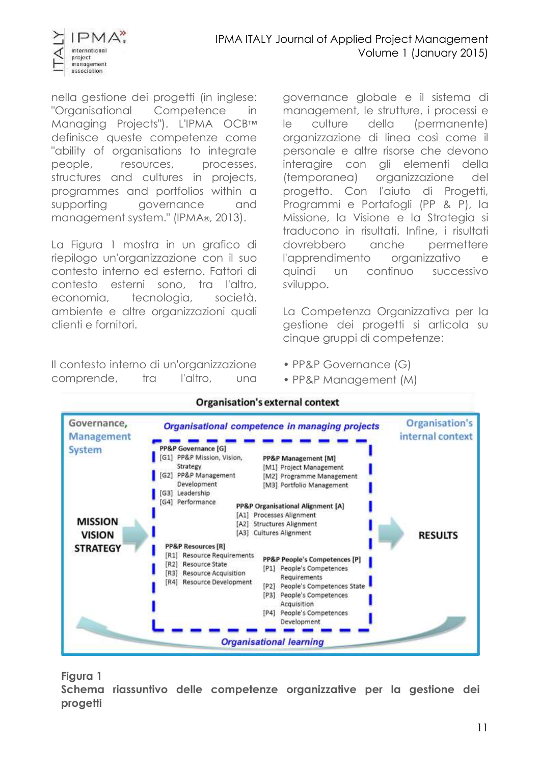nella gestione dei progetti (in inglese: "Organisational Competence in Managing Projects"). L'IPMA OCB™ definisce queste competenze come "ability of organisations to integrate people, resources, processes, structures and cultures in projects, programmes and portfolios within a supporting governance and management system." (IPMA®, 2013).

La Figura 1 mostra in un grafico di riepilogo un'organizzazione con il suo contesto interno ed esterno. Fattori di contesto esterni sono, tra l'altro, economia, tecnologia, società, ambiente e altre organizzazioni quali clienti e fornitori.

Il contesto interno di un'organizzazione comprende, tra l'altro, una governance globale e il sistema di management, le strutture, i processi e le culture della (permanente) organizzazione di linea così come il personale e altre risorse che devono interagire con gli elementi della (temporanea) organizzazione del progetto. Con l'aiuto di Progetti, Programmi e Portafogli (PP & P), la Missione, la Visione e la Strategia si traducono in risultati. Infine, i risultati dovrebbero anche permettere l'apprendimento organizzativo e quindi un continuo successivo sviluppo.

La Competenza Organizzativa per la gestione dei progetti si articola su cinque gruppi di competenze:

- PP&P Governance (G)
- PP&P Management (M)

Organisation's external context

Governance, Management System

Organisational competence in managing projects

Organisation's internal context

PP&P Governance [G]
[G1] PP&P Mission, Vision, Strategy
[G2] PP&P Management Development
[G3] Leadership
[G4] Performance

PP&P Management [M]
[M1] Project Management
[M2] Programme Management
[M3] Portfolio Management

PP&P Organisational Alignment [A]
[A1] Processes Alignment
[A2] Structures Alignment
[A3] Cultures Alignment

PP&P Resources [R]
[R1] Resource Requirements
[R2] Resource State
[R3] Resource Acquisition
[R4] Resource Development

PP&P People's Competences [P]
[P1] People's Competences Requirements
[P2] People's Competences State
[P3] People's Competences Acquisition
[P4] People's Competences Development

MISSION
VISION
STRATEGY

RESULTS

Organisational learning

**Figura 1**
**Schema riassuntivo delle competenze organizzative per la gestione dei progetti**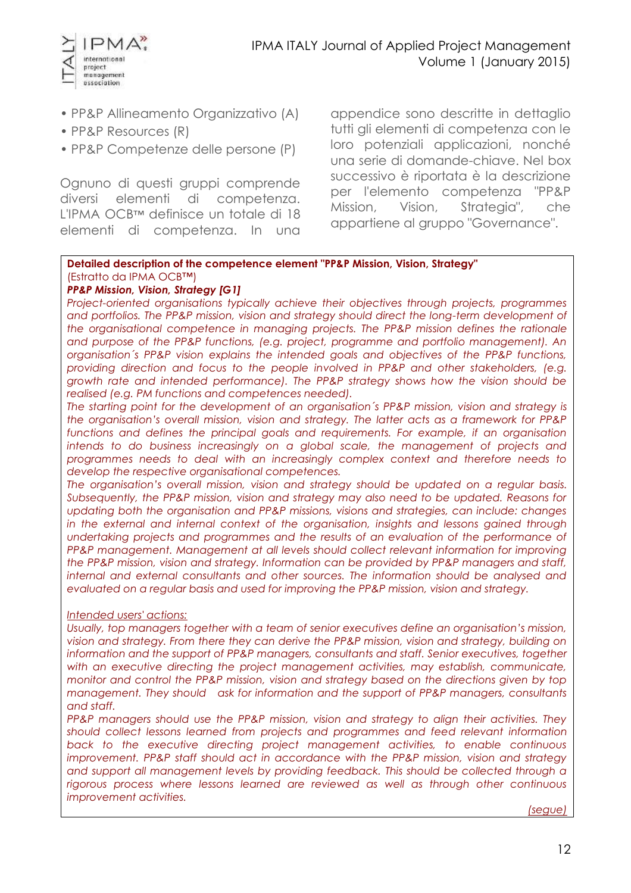- PP&P Allineamento Organizzativo (A)
- PP&P Resources (R)
- PP&P Competenze delle persone (P)

Ognuno di questi gruppi comprende diversi elementi di competenza. L'IPMA OCB™ definisce un totale di 18 elementi di competenza. In una appendice sono descritte in dettaglio tutti gli elementi di competenza con le loro potenziali applicazioni, nonché una serie di domande-chiave. Nel box successivo è riportata è la descrizione per l'elemento competenza "PP&P Mission, Vision, Strategia", che appartiene al gruppo "Governance".

**Detailed description of the competence element "PP&P Mission, Vision, Strategy"**
(Estratto da IPMA OCB™)

***PP&P Mission, Vision, Strategy [G1]***

*Project-oriented organisations typically achieve their objectives through projects, programmes and portfolios. The PP&P mission, vision and strategy should direct the long-term development of the organisational competence in managing projects. The PP&P mission defines the rationale and purpose of the PP&P functions, (e.g. project, programme and portfolio management). An organisation´s PP&P vision explains the intended goals and objectives of the PP&P functions, providing direction and focus to the people involved in PP&P and other stakeholders, (e.g. growth rate and intended performance). The PP&P strategy shows how the vision should be realised (e.g. PM functions and competences needed).*

*The starting point for the development of an organisation´s PP&P mission, vision and strategy is the organisation's overall mission, vision and strategy. The latter acts as a framework for PP&P functions and defines the principal goals and requirements. For example, if an organisation intends to do business increasingly on a global scale, the management of projects and programmes needs to deal with an increasingly complex context and therefore needs to develop the respective organisational competences.*

*The organisation's overall mission, vision and strategy should be updated on a regular basis. Subsequently, the PP&P mission, vision and strategy may also need to be updated. Reasons for updating both the organisation and PP&P missions, visions and strategies, can include: changes in the external and internal context of the organisation, insights and lessons gained through undertaking projects and programmes and the results of an evaluation of the performance of PP&P management. Management at all levels should collect relevant information for improving the PP&P mission, vision and strategy. Information can be provided by PP&P managers and staff, internal and external consultants and other sources. The information should be analysed and evaluated on a regular basis and used for improving the PP&P mission, vision and strategy.*

*Intended users' actions:*

*Usually, top managers together with a team of senior executives define an organisation's mission, vision and strategy. From there they can derive the PP&P mission, vision and strategy, building on information and the support of PP&P managers, consultants and staff. Senior executives, together with an executive directing the project management activities, may establish, communicate, monitor and control the PP&P mission, vision and strategy based on the directions given by top management. They should ask for information and the support of PP&P managers, consultants and staff.*

*PP&P managers should use the PP&P mission, vision and strategy to align their activities. They should collect lessons learned from projects and programmes and feed relevant information back to the executive directing project management activities, to enable continuous improvement. PP&P staff should act in accordance with the PP&P mission, vision and strategy and support all management levels by providing feedback. This should be collected through a rigorous process where lessons learned are reviewed as well as through other continuous improvement activities.*

*(segue)*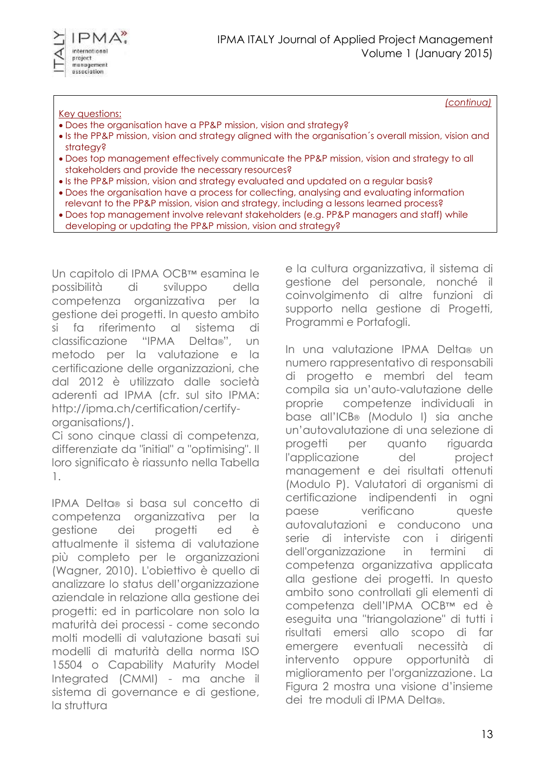*(continua)*

Key questions:

- Does the organisation have a PP&P mission, vision and strategy?
- Is the PP&P mission, vision and strategy aligned with the organisation´s overall mission, vision and strategy?
- Does top management effectively communicate the PP&P mission, vision and strategy to all stakeholders and provide the necessary resources?
- Is the PP&P mission, vision and strategy evaluated and updated on a regular basis?
- Does the organisation have a process for collecting, analysing and evaluating information relevant to the PP&P mission, vision and strategy, including a lessons learned process?
- Does top management involve relevant stakeholders (e.g. PP&P managers and staff) while developing or updating the PP&P mission, vision and strategy?

Un capitolo di IPMA OCB™ esamina le possibilità di sviluppo della competenza organizzativa per la gestione dei progetti. In questo ambito si fa riferimento al sistema di classificazione "IPMA Delta®", un metodo per la valutazione e la certificazione delle organizzazioni, che dal 2012 è utilizzato dalle società aderenti ad IPMA (cfr. sul sito IPMA: http://ipma.ch/certification/certify-organisations/).
Ci sono cinque classi di competenza, differenziate da "initial" a "optimising". Il loro significato è riassunto nella Tabella 1.

IPMA Delta® si basa sul concetto di competenza organizzativa per la gestione dei progetti ed è attualmente il sistema di valutazione più completo per le organizzazioni (Wagner, 2010). L'obiettivo è quello di analizzare lo status dell'organizzazione aziendale in relazione alla gestione dei progetti: ed in particolare non solo la maturità dei processi - come secondo molti modelli di valutazione basati sui modelli di maturità della norma ISO 15504 o Capability Maturity Model Integrated (CMMI) - ma anche il sistema di governance e di gestione, la struttura e la cultura organizzativa, il sistema di gestione del personale, nonché il coinvolgimento di altre funzioni di supporto nella gestione di Progetti, Programmi e Portafogli.

In una valutazione IPMA Delta® un numero rappresentativo di responsabili di progetto e membri del team compila sia un'auto-valutazione delle proprie competenze individuali in base all'ICB® (Modulo I) sia anche un'autovalutazione di una selezione di progetti per quanto riguarda l'applicazione del project management e dei risultati ottenuti (Modulo P). Valutatori di organismi di certificazione indipendenti in ogni paese verificano queste autovalutazioni e conducono una serie di interviste con i dirigenti dell'organizzazione in termini di competenza organizzativa applicata alla gestione dei progetti. In questo ambito sono controllati gli elementi di competenza dell'IPMA OCB™ ed è eseguita una "triangolazione" di tutti i risultati emersi allo scopo di far emergere eventuali necessità di intervento oppure opportunità di miglioramento per l'organizzazione. La Figura 2 mostra una visione d'insieme dei tre moduli di IPMA Delta®.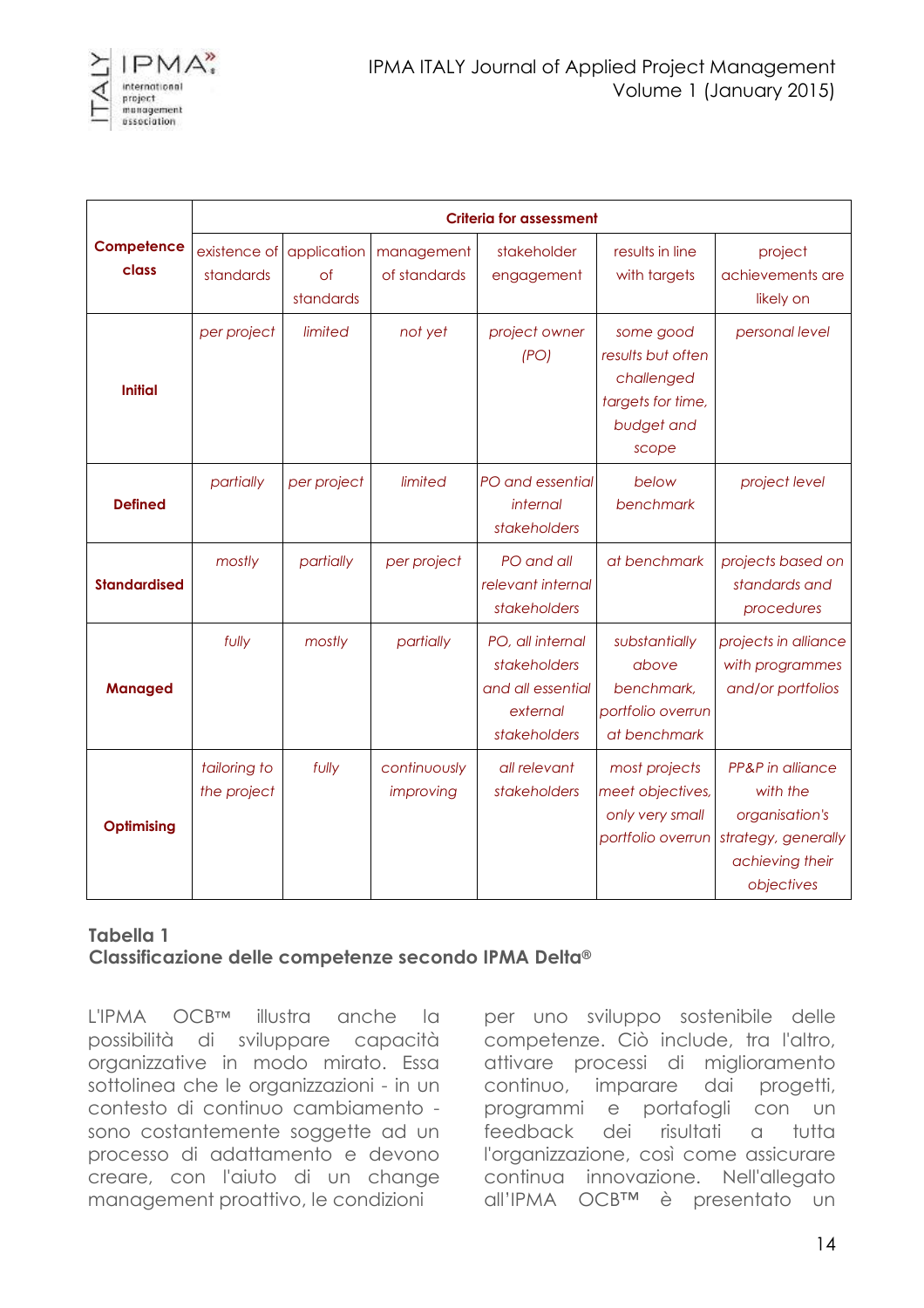| Competence class | Criteria for assessment | | | | | |
|---|---|---|---|---|---|---|
| | existence of standards | application of standards | management of standards | stakeholder engagement | results in line with targets | project achievements are likely on |
| **Initial** | *per project* | *limited* | *not yet* | *project owner (PO)* | *some good results but often challenged targets for time, budget and scope* | *personal level* |
| **Defined** | *partially* | *per project* | *limited* | *PO and essential internal stakeholders* | *below benchmark* | *project level* |
| **Standardised** | *mostly* | *partially* | *per project* | *PO and all relevant internal stakeholders* | *at benchmark* | *projects based on standards and procedures* |
| **Managed** | *fully* | *mostly* | *partially* | *PO, all internal stakeholders and all essential external stakeholders* | *substantially above benchmark, portfolio overrun at benchmark* | *projects in alliance with programmes and/or portfolios* |
| **Optimising** | *tailoring to the project* | *fully* | *continuously improving* | *all relevant stakeholders* | *most projects meet objectives, only very small portfolio overrun* | *PP&P in alliance with the organisation's strategy, generally achieving their objectives* |

**Tabella 1**
**Classificazione delle competenze secondo IPMA Delta®**

L'IPMA OCB™ illustra anche la possibilità di sviluppare capacità organizzative in modo mirato. Essa sottolinea che le organizzazioni - in un contesto di continuo cambiamento - sono costantemente soggette ad un processo di adattamento e devono creare, con l'aiuto di un change management proattivo, le condizioni per uno sviluppo sostenibile delle competenze. Ciò include, tra l'altro, attivare processi di miglioramento continuo, imparare dai progetti, programmi e portafogli con un feedback dei risultati a tutta l'organizzazione, così come assicurare continua innovazione. Nell'allegato all'IPMA OCB™ è presentato un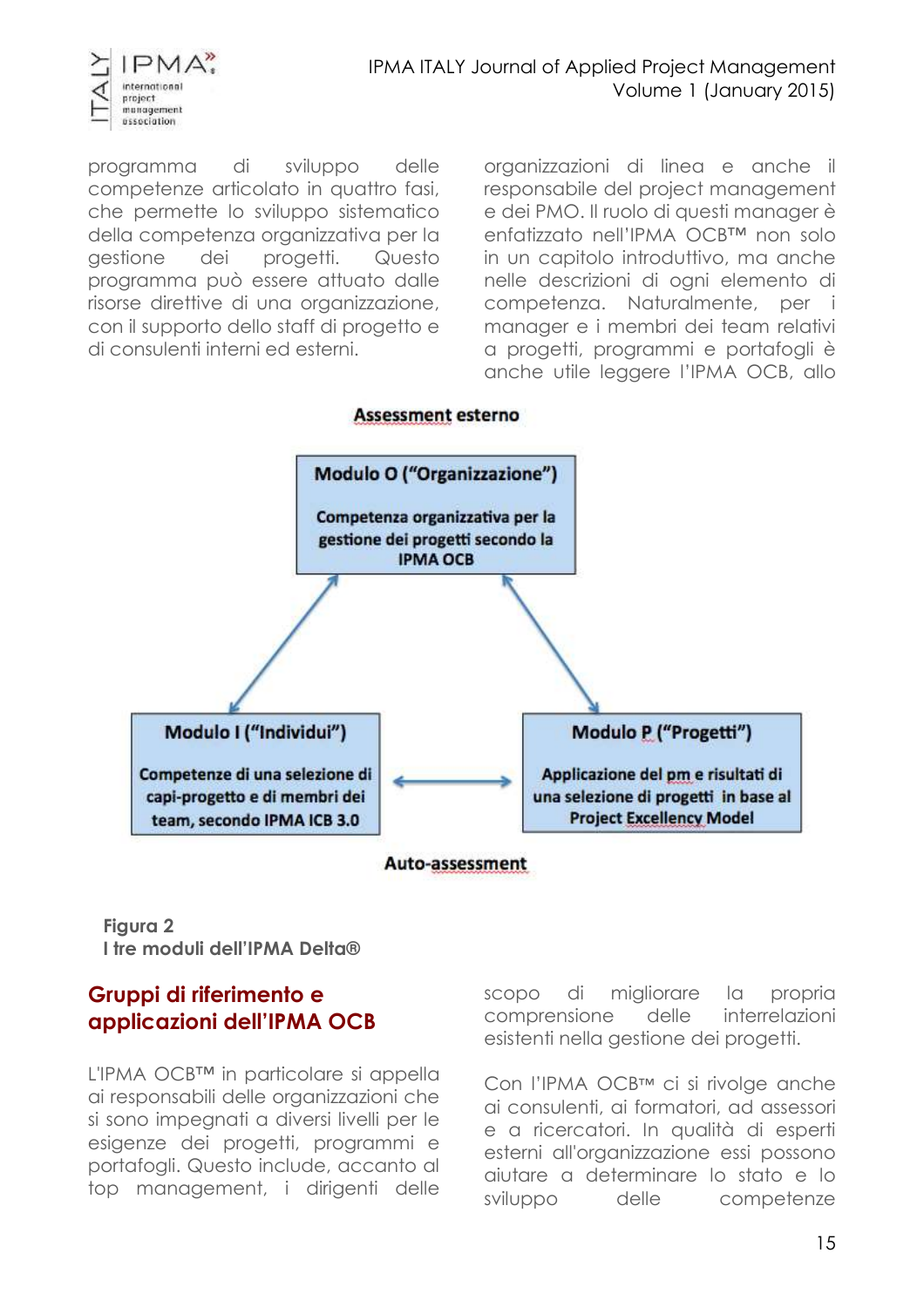programma di sviluppo delle competenze articolato in quattro fasi, che permette lo sviluppo sistematico della competenza organizzativa per la gestione dei progetti. Questo programma può essere attuato dalle risorse direttive di una organizzazione, con il supporto dello staff di progetto e di consulenti interni ed esterni.

organizzazioni di linea e anche il responsabile del project management e dei PMO. Il ruolo di questi manager è enfatizzato nell'IPMA OCB™ non solo in un capitolo introduttivo, ma anche nelle descrizioni di ogni elemento di competenza. Naturalmente, per i manager e i membri dei team relativi a progetti, programmi e portafogli è anche utile leggere l'IPMA OCB, allo scopo di migliorare la propria comprensione delle interrelazioni esistenti nella gestione dei progetti.

Assessment esterno

Modulo O ("Organizzazione")

Competenza organizzativa per la gestione dei progetti secondo la IPMA OCB

Modulo I ("Individui")

Competenze di una selezione di capi-progetto e di membri dei team, secondo IPMA ICB 3.0

Modulo P ("Progetti")

Applicazione del pm e risultati di una selezione di progetti in base al Project Excellency Model

Auto-assessment

**Figura 2**
**I tre moduli dell'IPMA Delta®**

## Gruppi di riferimento e applicazioni dell'IPMA OCB

L'IPMA OCB™ in particolare si appella ai responsabili delle organizzazioni che si sono impegnati a diversi livelli per le esigenze dei progetti, programmi e portafogli. Questo include, accanto al top management, i dirigenti delle

Con l'IPMA OCB™ ci si rivolge anche ai consulenti, ai formatori, ad assessori e a ricercatori. In qualità di esperti esterni all'organizzazione essi possono aiutare a determinare lo stato e lo sviluppo delle competenze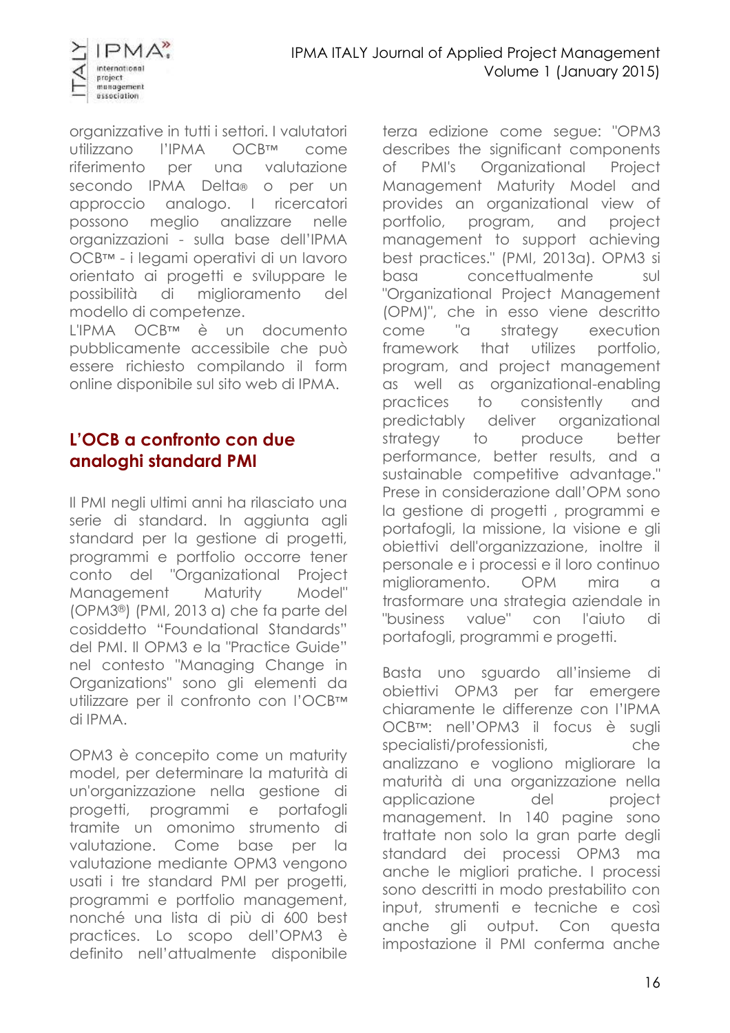organizzative in tutti i settori. I valutatori utilizzano l'IPMA OCB™ come riferimento per una valutazione secondo IPMA Delta® o per un approccio analogo. I ricercatori possono meglio analizzare nelle organizzazioni - sulla base dell'IPMA OCB™ - i legami operativi di un lavoro orientato ai progetti e sviluppare le possibilità di miglioramento del modello di competenze.

L'IPMA OCB™ è un documento pubblicamente accessibile che può essere richiesto compilando il form online disponibile sul sito web di IPMA.

## L'OCB a confronto con due analoghi standard PMI

Il PMI negli ultimi anni ha rilasciato una serie di standard. In aggiunta agli standard per la gestione di progetti, programmi e portfolio occorre tener conto del "Organizational Project Management Maturity Model" (OPM3®) (PMI, 2013 a) che fa parte del cosiddetto "Foundational Standards" del PMI. Il OPM3 e la "Practice Guide" nel contesto "Managing Change in Organizations" sono gli elementi da utilizzare per il confronto con l'OCB™ di IPMA.

OPM3 è concepito come un maturity model, per determinare la maturità di un'organizzazione nella gestione di progetti, programmi e portafogli tramite un omonimo strumento di valutazione. Come base per la valutazione mediante OPM3 vengono usati i tre standard PMI per progetti, programmi e portfolio management, nonché una lista di più di 600 best practices. Lo scopo dell'OPM3 è definito nell'attualmente disponibile terza edizione come segue: "OPM3 describes the significant components of PMI's Organizational Project Management Maturity Model and provides an organizational view of portfolio, program, and project management to support achieving best practices." (PMI, 2013a). OPM3 si basa concettualmente sul "Organizational Project Management (OPM)", che in esso viene descritto come "a strategy execution framework that utilizes portfolio, program, and project management as well as organizational-enabling practices to consistently and predictably deliver organizational strategy to produce better performance, better results, and a sustainable competitive advantage." Prese in considerazione dall'OPM sono la gestione di progetti , programmi e portafogli, la missione, la visione e gli obiettivi dell'organizzazione, inoltre il personale e i processi e il loro continuo miglioramento. OPM mira a trasformare una strategia aziendale in "business value" con l'aiuto di portafogli, programmi e progetti.

Basta uno sguardo all'insieme di obiettivi OPM3 per far emergere chiaramente le differenze con l'IPMA OCB™: nell'OPM3 il focus è sugli specialisti/professionisti, che analizzano e vogliono migliorare la maturità di una organizzazione nella applicazione del project management. In 140 pagine sono trattate non solo la gran parte degli standard dei processi OPM3 ma anche le migliori pratiche. I processi sono descritti in modo prestabilito con input, strumenti e tecniche e così anche gli output. Con questa impostazione il PMI conferma anche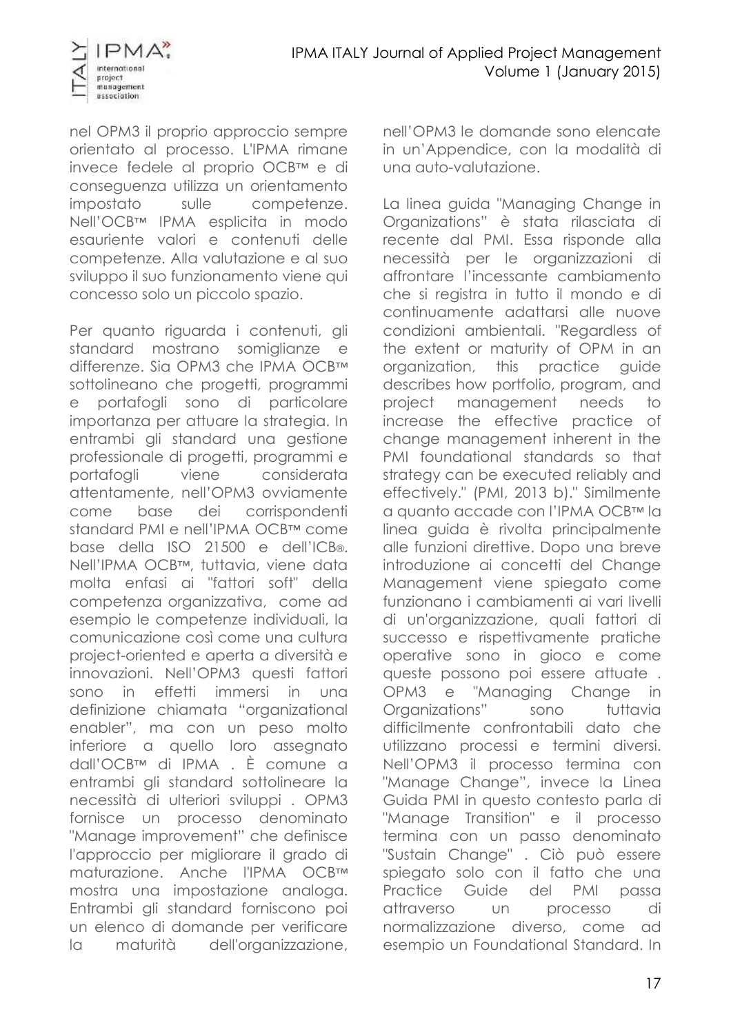nel OPM3 il proprio approccio sempre orientato al processo. L'IPMA rimane invece fedele al proprio OCB™ e di conseguenza utilizza un orientamento impostato sulle competenze. Nell'OCB™ IPMA esplicita in modo esauriente valori e contenuti delle competenze. Alla valutazione e al suo sviluppo il suo funzionamento viene qui concesso solo un piccolo spazio.

Per quanto riguarda i contenuti, gli standard mostrano somiglianze e differenze. Sia OPM3 che IPMA OCB™ sottolineano che progetti, programmi e portafogli sono di particolare importanza per attuare la strategia. In entrambi gli standard una gestione professionale di progetti, programmi e portafogli viene considerata attentamente, nell'OPM3 ovviamente come base dei corrispondenti standard PMI e nell'IPMA OCB™ come base della ISO 21500 e dell'ICB®. Nell'IPMA OCB™, tuttavia, viene data molta enfasi ai "fattori soft" della competenza organizzativa, come ad esempio le competenze individuali, la comunicazione così come una cultura project-oriented e aperta a diversità e innovazioni. Nell'OPM3 questi fattori sono in effetti immersi in una definizione chiamata "organizational enabler", ma con un peso molto inferiore a quello loro assegnato dall'OCB™ di IPMA . È comune a entrambi gli standard sottolineare la necessità di ulteriori sviluppi . OPM3 fornisce un processo denominato "Manage improvement" che definisce l'approccio per migliorare il grado di maturazione. Anche l'IPMA OCB™ mostra una impostazione analoga. Entrambi gli standard forniscono poi un elenco di domande per verificare la maturità dell'organizzazione, nell'OPM3 le domande sono elencate in un'Appendice, con la modalità di una auto-valutazione.

La linea guida "Managing Change in Organizations" è stata rilasciata di recente dal PMI. Essa risponde alla necessità per le organizzazioni di affrontare l'incessante cambiamento che si registra in tutto il mondo e di continuamente adattarsi alle nuove condizioni ambientali. "Regardless of the extent or maturity of OPM in an organization, this practice guide describes how portfolio, program, and project management needs to increase the effective practice of change management inherent in the PMI foundational standards so that strategy can be executed reliably and effectively." (PMI, 2013 b)." Similmente a quanto accade con l'IPMA OCB™ la linea guida è rivolta principalmente alle funzioni direttive. Dopo una breve introduzione ai concetti del Change Management viene spiegato come funzionano i cambiamenti ai vari livelli di un'organizzazione, quali fattori di successo e rispettivamente pratiche operative sono in gioco e come queste possono poi essere attuate . OPM3 e "Managing Change in Organizations" sono tuttavia difficilmente confrontabili dato che utilizzano processi e termini diversi. Nell'OPM3 il processo termina con "Manage Change", invece la Linea Guida PMI in questo contesto parla di "Manage Transition" e il processo termina con un passo denominato "Sustain Change" . Ciò può essere spiegato solo con il fatto che una Practice Guide del PMI passa attraverso un processo di normalizzazione diverso, come ad esempio un Foundational Standard. In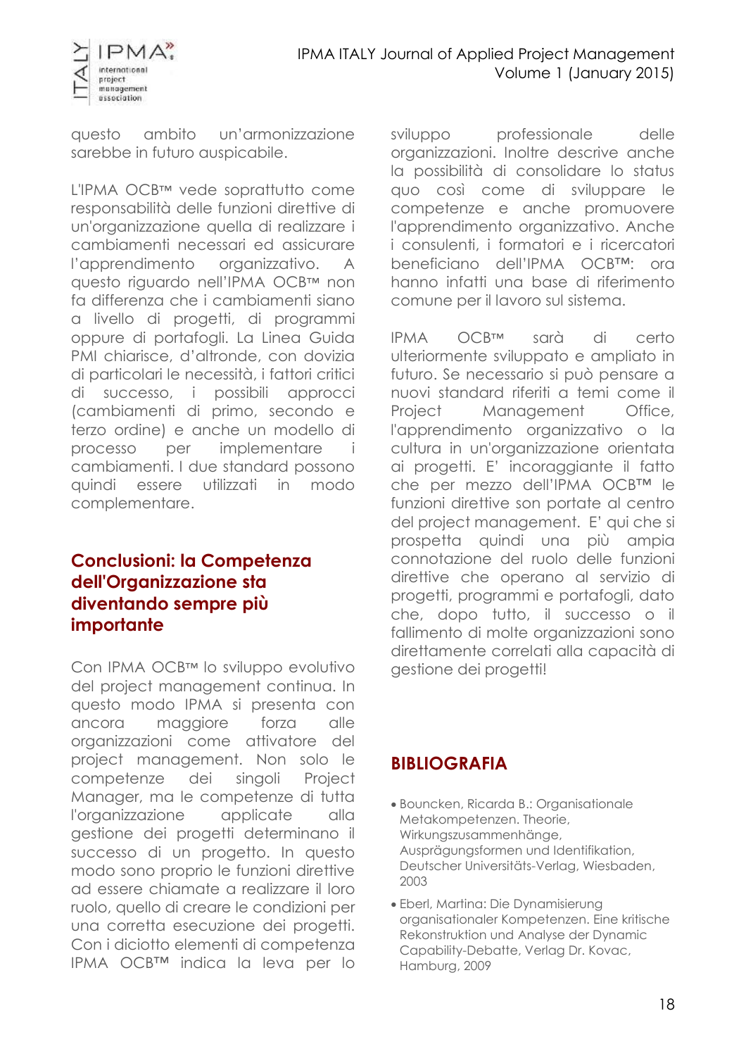questo ambito un'armonizzazione sarebbe in futuro auspicabile.

L'IPMA OCB™ vede soprattutto come responsabilità delle funzioni direttive di un'organizzazione quella di realizzare i cambiamenti necessari ed assicurare l'apprendimento organizzativo. A questo riguardo nell'IPMA OCB™ non fa differenza che i cambiamenti siano a livello di progetti, di programmi oppure di portafogli. La Linea Guida PMI chiarisce, d'altronde, con dovizia di particolari le necessità, i fattori critici di successo, i possibili approcci (cambiamenti di primo, secondo e terzo ordine) e anche un modello di processo per implementare i cambiamenti. I due standard possono quindi essere utilizzati in modo complementare.

## Conclusioni: la Competenza dell'Organizzazione sta diventando sempre più importante

Con IPMA OCB™ lo sviluppo evolutivo del project management continua. In questo modo IPMA si presenta con ancora maggiore forza alle organizzazioni come attivatore del project management. Non solo le competenze dei singoli Project Manager, ma le competenze di tutta l'organizzazione applicate alla gestione dei progetti determinano il successo di un progetto. In questo modo sono proprio le funzioni direttive ad essere chiamate a realizzare il loro ruolo, quello di creare le condizioni per una corretta esecuzione dei progetti. Con i diciotto elementi di competenza IPMA OCB™ indica la leva per lo sviluppo professionale delle organizzazioni. Inoltre descrive anche la possibilità di consolidare lo status quo così come di sviluppare le competenze e anche promuovere l'apprendimento organizzativo. Anche i consulenti, i formatori e i ricercatori beneficiano dell'IPMA OCB™: ora hanno infatti una base di riferimento comune per il lavoro sul sistema.

IPMA OCB™ sarà di certo ulteriormente sviluppato e ampliato in futuro. Se necessario si può pensare a nuovi standard riferiti a temi come il Project Management Office, l'apprendimento organizzativo o la cultura in un'organizzazione orientata ai progetti. E' incoraggiante il fatto che per mezzo dell'IPMA OCB™ le funzioni direttive son portate al centro del project management. E' qui che si prospetta quindi una più ampia connotazione del ruolo delle funzioni direttive che operano al servizio di progetti, programmi e portafogli, dato che, dopo tutto, il successo o il fallimento di molte organizzazioni sono direttamente correlati alla capacità di gestione dei progetti!

## BIBLIOGRAFIA

- Bouncken, Ricarda B.: Organisationale Metakompetenzen. Theorie, Wirkungszusammenhänge, Ausprägungsformen und Identifikation, Deutscher Universitäts-Verlag, Wiesbaden, 2003
- Eberl, Martina: Die Dynamisierung organisationaler Kompetenzen. Eine kritische Rekonstruktion und Analyse der Dynamic Capability-Debatte, Verlag Dr. Kovac, Hamburg, 2009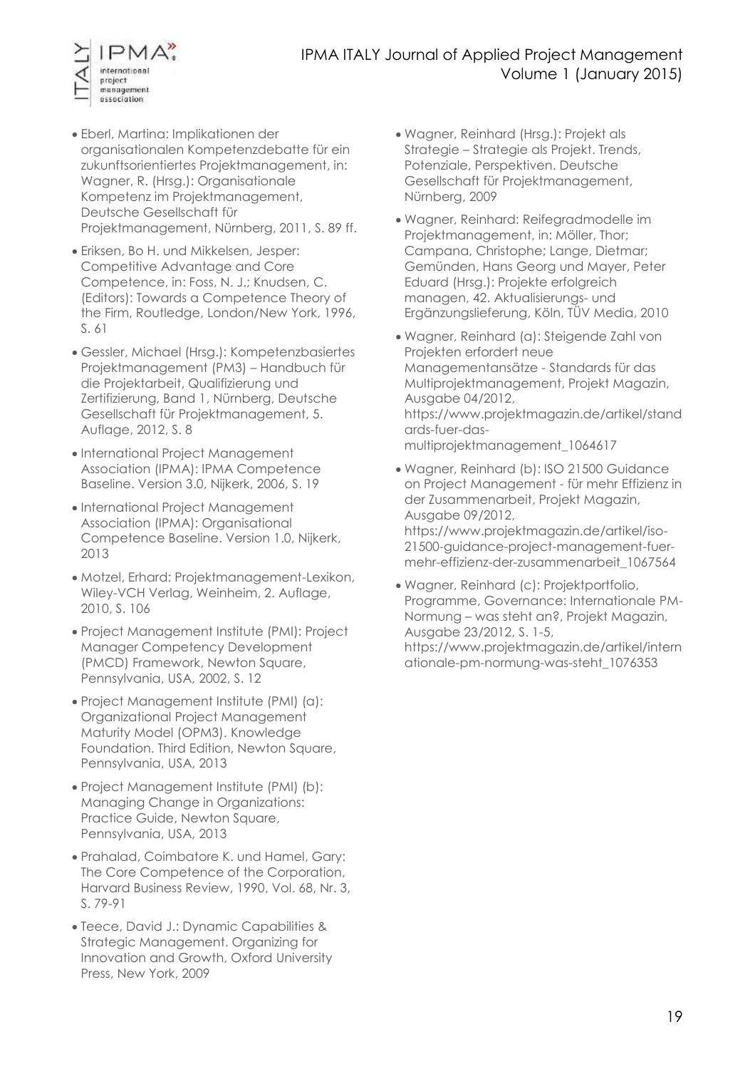- Eberl, Martina: Implikationen der organisationalen Kompetenzdebatte für ein zukunftsorientiertes Projektmanagement, in: Wagner, R. (Hrsg.): Organisationale Kompetenz im Projektmanagement, Deutsche Gesellschaft für Projektmanagement, Nürnberg, 2011, S. 89 ff.
- Eriksen, Bo H. und Mikkelsen, Jesper: Competitive Advantage and Core Competence, in: Foss, N. J.; Knudsen, C. (Editors): Towards a Competence Theory of the Firm, Routledge, London/New York, 1996, S. 61
- Gessler, Michael (Hrsg.): Kompetenzbasiertes Projektmanagement (PM3) – Handbuch für die Projektarbeit, Qualifizierung und Zertifizierung, Band 1, Nürnberg, Deutsche Gesellschaft für Projektmanagement, 5. Auflage, 2012, S. 8
- International Project Management Association (IPMA): IPMA Competence Baseline. Version 3.0, Nijkerk, 2006, S. 19
- International Project Management Association (IPMA): Organisational Competence Baseline. Version 1.0, Nijkerk, 2013
- Motzel, Erhard: Projektmanagement-Lexikon, Wiley-VCH Verlag, Weinheim, 2. Auflage, 2010, S. 106
- Project Management Institute (PMI): Project Manager Competency Development (PMCD) Framework, Newton Square, Pennsylvania, USA, 2002, S. 12
- Project Management Institute (PMI) (a): Organizational Project Management Maturity Model (OPM3). Knowledge Foundation. Third Edition, Newton Square, Pennsylvania, USA, 2013
- Project Management Institute (PMI) (b): Managing Change in Organizations: Practice Guide, Newton Square, Pennsylvania, USA, 2013
- Prahalad, Coimbatore K. und Hamel, Gary: The Core Competence of the Corporation, Harvard Business Review, 1990, Vol. 68, Nr. 3, S. 79-91
- Teece, David J.: Dynamic Capabilities & Strategic Management. Organizing for Innovation and Growth, Oxford University Press, New York, 2009
- Wagner, Reinhard (Hrsg.): Projekt als Strategie – Strategie als Projekt. Trends, Potenziale, Perspektiven. Deutsche Gesellschaft für Projektmanagement, Nürnberg, 2009
- Wagner, Reinhard: Reifegradmodelle im Projektmanagement, in: Möller, Thor; Campana, Christophe; Lange, Dietmar; Gemünden, Hans Georg und Mayer, Peter Eduard (Hrsg.): Projekte erfolgreich managen, 42. Aktualisierungs- und Ergänzungslieferung, Köln, TÜV Media, 2010
- Wagner, Reinhard (a): Steigende Zahl von Projekten erfordert neue Managementansätze - Standards für das Multiprojektmanagement, Projekt Magazin, Ausgabe 04/2012, https://www.projektmagazin.de/artikel/standards-fuer-das-multiprojektmanagement_1064617
- Wagner, Reinhard (b): ISO 21500 Guidance on Project Management - für mehr Effizienz in der Zusammenarbeit, Projekt Magazin, Ausgabe 09/2012, https://www.projektmagazin.de/artikel/iso-21500-guidance-project-management-fuer-mehr-effizienz-der-zusammenarbeit_1067564
- Wagner, Reinhard (c): Projektportfolio, Programme, Governance: Internationale PM-Normung – was steht an?, Projekt Magazin, Ausgabe 23/2012, S. 1-5, https://www.projektmagazin.de/artikel/internationale-pm-normung-was-steht_1076353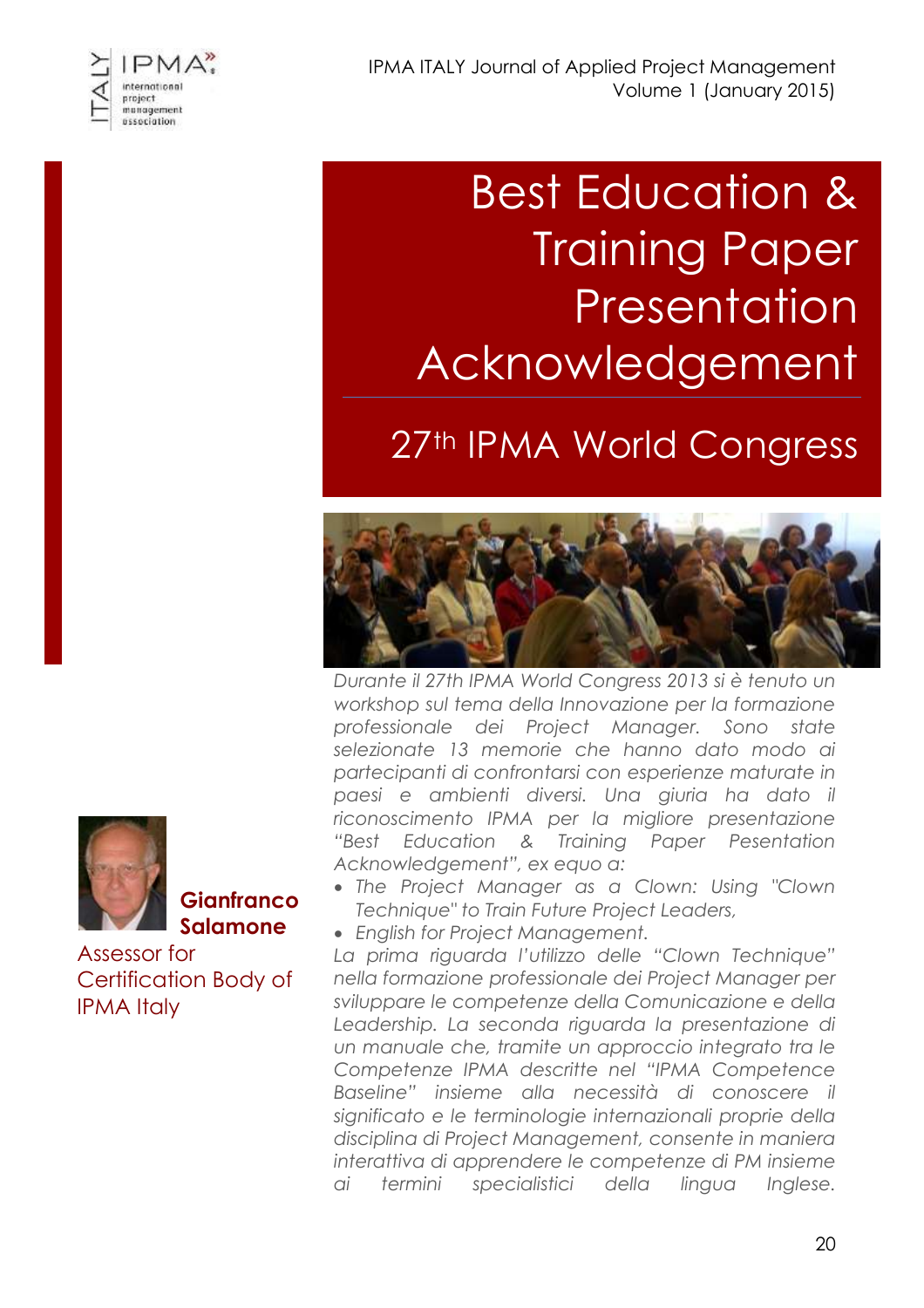# Best Education & Training Paper Presentation Acknowledgement

## 27th IPMA World Congress

**Gianfranco Salamone**

Assessor for Certification Body of IPMA Italy

*Durante il 27th IPMA World Congress 2013 si è tenuto un workshop sul tema della Innovazione per la formazione professionale dei Project Manager. Sono state selezionate 13 memorie che hanno dato modo ai partecipanti di confrontarsi con esperienze maturate in paesi e ambienti diversi. Una giuria ha dato il riconoscimento IPMA per la migliore presentazione "Best Education & Training Paper Pesentation Acknowledgement", ex equo a:*

- *The Project Manager as a Clown: Using "Clown Technique" to Train Future Project Leaders,*
- *English for Project Management.*

*La prima riguarda l'utilizzo delle "Clown Technique" nella formazione professionale dei Project Manager per sviluppare le competenze della Comunicazione e della Leadership. La seconda riguarda la presentazione di un manuale che, tramite un approccio integrato tra le Competenze IPMA descritte nel "IPMA Competence Baseline" insieme alla necessità di conoscere il significato e le terminologie internazionali proprie della disciplina di Project Management, consente in maniera interattiva di apprendere le competenze di PM insieme ai termini specialistici della lingua Inglese.*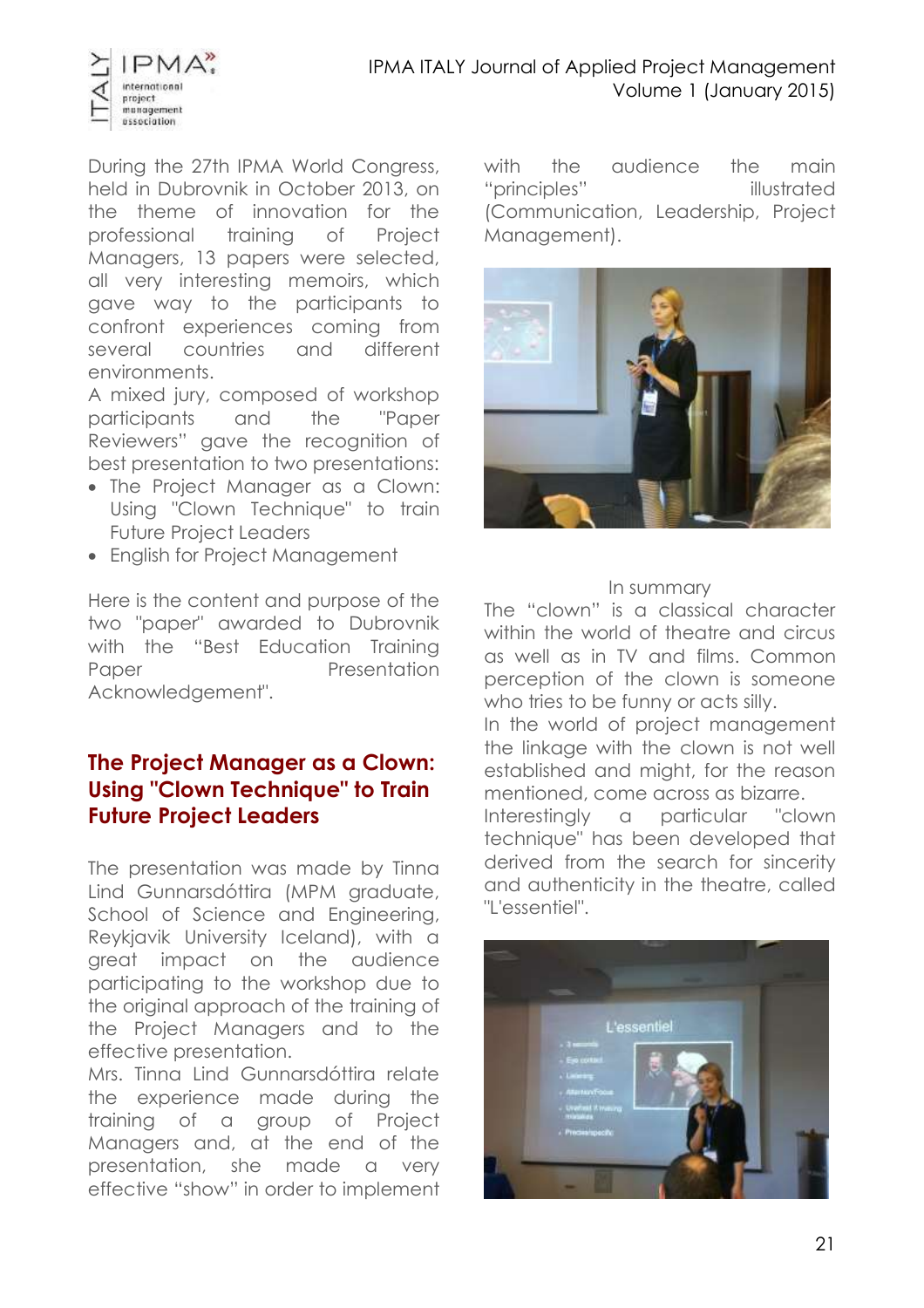During the 27th IPMA World Congress, held in Dubrovnik in October 2013, on the theme of innovation for the professional training of Project Managers, 13 papers were selected, all very interesting memoirs, which gave way to the participants to confront experiences coming from several countries and different environments.

A mixed jury, composed of workshop participants and the "Paper Reviewers" gave the recognition of best presentation to two presentations:

- The Project Manager as a Clown: Using "Clown Technique" to train Future Project Leaders
- English for Project Management

Here is the content and purpose of the two "paper" awarded to Dubrovnik with the "Best Education Training Paper Presentation Acknowledgement".

## The Project Manager as a Clown: Using "Clown Technique" to Train Future Project Leaders

The presentation was made by Tinna Lind Gunnarsdóttira (MPM graduate, School of Science and Engineering, Reykjavik University Iceland), with a great impact on the audience participating to the workshop due to the original approach of the training of the Project Managers and to the effective presentation.

Mrs. Tinna Lind Gunnarsdóttira relate the experience made during the training of a group of Project Managers and, at the end of the presentation, she made a very effective "show" in order to implement with the audience the main "principles" illustrated (Communication, Leadership, Project Management).

In summary

The "clown" is a classical character within the world of theatre and circus as well as in TV and films. Common perception of the clown is someone who tries to be funny or acts silly.

In the world of project management the linkage with the clown is not well established and might, for the reason mentioned, come across as bizarre.

Interestingly a particular "clown technique" has been developed that derived from the search for sincerity and authenticity in the theatre, called "L'essentiel".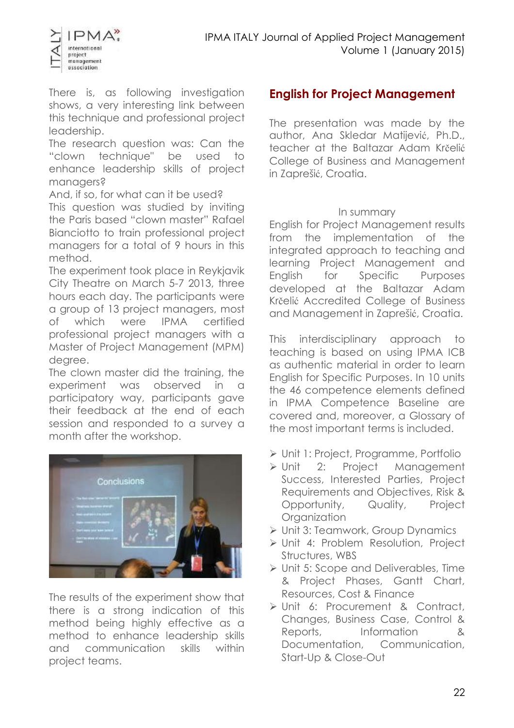There is, as following investigation shows, a very interesting link between this technique and professional project leadership.

The research question was: Can the "clown technique" be used to enhance leadership skills of project managers?

And, if so, for what can it be used?

This question was studied by inviting the Paris based "clown master" Rafael Bianciotto to train professional project managers for a total of 9 hours in this method.

The experiment took place in Reykjavik City Theatre on March 5-7 2013, three hours each day. The participants were a group of 13 project managers, most of which were IPMA certified professional project managers with a Master of Project Management (MPM) degree.

The clown master did the training, the experiment was observed in a participatory way, participants gave their feedback at the end of each session and responded to a survey a month after the workshop.

The results of the experiment show that there is a strong indication of this method being highly effective as a method to enhance leadership skills and communication skills within project teams.

## English for Project Management

The presentation was made by the author, Ana Skledar Matijević, Ph.D., teacher at the Baltazar Adam Krčelić College of Business and Management in Zaprešić, Croatia.

In summary

English for Project Management results from the implementation of the integrated approach to teaching and learning Project Management and English for Specific Purposes developed at the Baltazar Adam Krčelić Accredited College of Business and Management in Zaprešić, Croatia.

This interdisciplinary approach to teaching is based on using IPMA ICB as authentic material in order to learn English for Specific Purposes. In 10 units the 46 competence elements defined in IPMA Competence Baseline are covered and, moreover, a Glossary of the most important terms is included.

- Unit 1: Project, Programme, Portfolio
- Unit 2: Project Management Success, Interested Parties, Project Requirements and Objectives, Risk & Opportunity, Quality, Project Organization
- Unit 3: Teamwork, Group Dynamics
- Unit 4: Problem Resolution, Project Structures, WBS
- Unit 5: Scope and Deliverables, Time & Project Phases, Gantt Chart, Resources, Cost & Finance
- Unit 6: Procurement & Contract, Changes, Business Case, Control & Reports, Information & Documentation, Communication, Start-Up & Close-Out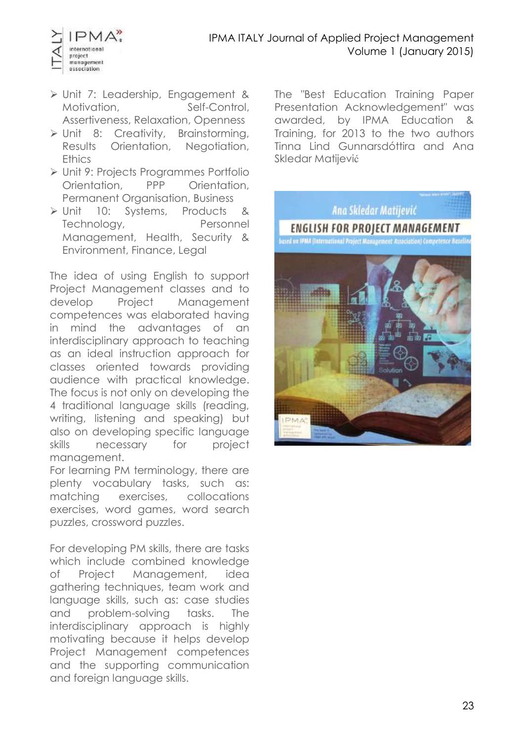- Unit 7: Leadership, Engagement & Motivation, Self-Control, Assertiveness, Relaxation, Openness
- Unit 8: Creativity, Brainstorming, Results Orientation, Negotiation, Ethics
- Unit 9: Projects Programmes Portfolio Orientation, PPP Orientation, Permanent Organisation, Business
- Unit 10: Systems, Products & Technology, Personnel Management, Health, Security & Environment, Finance, Legal

The idea of using English to support Project Management classes and to develop Project Management competences was elaborated having in mind the advantages of an interdisciplinary approach to teaching as an ideal instruction approach for classes oriented towards providing audience with practical knowledge. The focus is not only on developing the 4 traditional language skills (reading, writing, listening and speaking) but also on developing specific language skills necessary for project management.

For learning PM terminology, there are plenty vocabulary tasks, such as: matching exercises, collocations exercises, word games, word search puzzles, crossword puzzles.

For developing PM skills, there are tasks which include combined knowledge of Project Management, idea gathering techniques, team work and language skills, such as: case studies and problem-solving tasks. The interdisciplinary approach is highly motivating because it helps develop Project Management competences and the supporting communication and foreign language skills.

The "Best Education Training Paper Presentation Acknowledgement" was awarded, by IPMA Education & Training, for 2013 to the two authors Tinna Lind Gunnarsdóttira and Ana Skledar Matijević